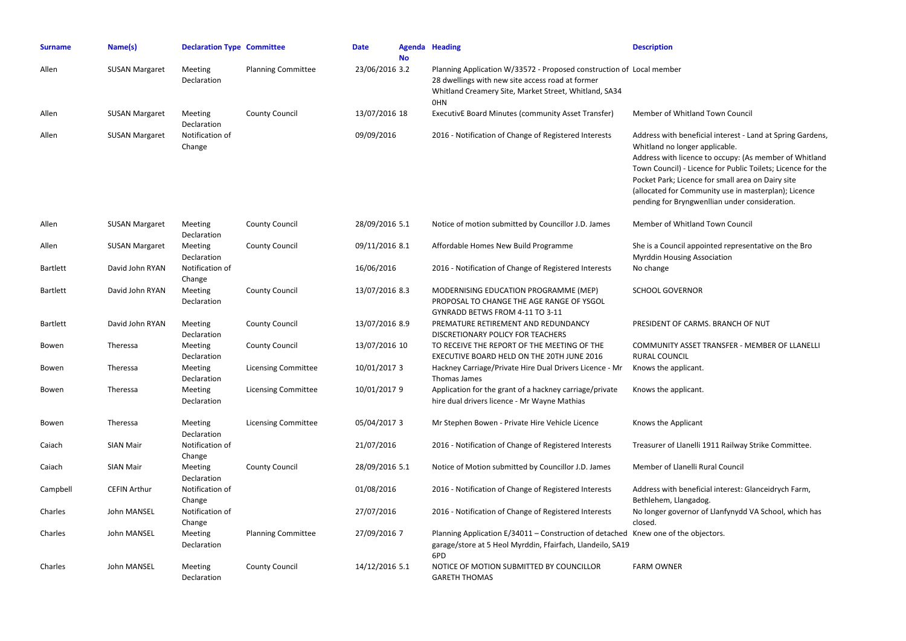| Surname | Name(s) | Declaration Type | Committee | Date | Agenda No | Heading | Description |
|---|---|---|---|---|---|---|---|
| Allen | SUSAN Margaret | Meeting Declaration | Planning Committee | 23/06/2016 | 3.2 | Planning Application W/33572 - Proposed construction of 28 dwellings with new site access road at former Whitland Creamery Site, Market Street, Whitland, SA34 0HN | Local member |
| Allen | SUSAN Margaret | Meeting Declaration | County Council | 13/07/2016 | 18 | ExecutivE Board Minutes (community Asset Transfer) | Member of Whitland Town Council |
| Allen | SUSAN Margaret | Notification of Change | | 09/09/2016 | | 2016 - Notification of Change of Registered Interests | Address with beneficial interest - Land at Spring Gardens, Whitland no longer applicable. Address with licence to occupy: (As member of Whitland Town Council) - Licence for Public Toilets; Licence for the Pocket Park; Licence for small area on Dairy site (allocated for Community use in masterplan); Licence pending for Bryngwenllian under consideration. |
| Allen | SUSAN Margaret | Meeting Declaration | County Council | 28/09/2016 | 5.1 | Notice of motion submitted by Councillor J.D. James | Member of Whitland Town Council |
| Allen | SUSAN Margaret | Meeting Declaration | County Council | 09/11/2016 | 8.1 | Affordable Homes New Build Programme | She is a Council appointed representative on the Bro Myrddin Housing Association |
| Bartlett | David John RYAN | Notification of Change | | 16/06/2016 | | 2016 - Notification of Change of Registered Interests | No change |
| Bartlett | David John RYAN | Meeting Declaration | County Council | 13/07/2016 | 8.3 | MODERNISING EDUCATION PROGRAMME (MEP) PROPOSAL TO CHANGE THE AGE RANGE OF YSGOL GYNRADD BETWS FROM 4-11 TO 3-11 | SCHOOL GOVERNOR |
| Bartlett | David John RYAN | Meeting Declaration | County Council | 13/07/2016 | 8.9 | PREMATURE RETIREMENT AND REDUNDANCY DISCRETIONARY POLICY FOR TEACHERS | PRESIDENT OF CARMS. BRANCH OF NUT |
| Bowen | Theressa | Meeting Declaration | County Council | 13/07/2016 | 10 | TO RECEIVE THE REPORT OF THE MEETING OF THE EXECUTIVE BOARD HELD ON THE 20TH JUNE 2016 | COMMUNITY ASSET TRANSFER - MEMBER OF LLANELLI RURAL COUNCIL |
| Bowen | Theressa | Meeting Declaration | Licensing Committee | 10/01/2017 | 3 | Hackney Carriage/Private Hire Dual Drivers Licence - Mr Thomas James | Knows the applicant. |
| Bowen | Theressa | Meeting Declaration | Licensing Committee | 10/01/2017 | 9 | Application for the grant of a hackney carriage/private hire dual drivers licence - Mr Wayne Mathias | Knows the applicant. |
| Bowen | Theressa | Meeting Declaration | Licensing Committee | 05/04/2017 | 3 | Mr Stephen Bowen - Private Hire Vehicle Licence | Knows the Applicant |
| Caiach | SIAN Mair | Notification of Change | | 21/07/2016 | | 2016 - Notification of Change of Registered Interests | Treasurer of Llanelli 1911 Railway Strike Committee. |
| Caiach | SIAN Mair | Meeting Declaration | County Council | 28/09/2016 | 5.1 | Notice of Motion submitted by Councillor J.D. James | Member of Llanelli Rural Council |
| Campbell | CEFIN Arthur | Notification of Change | | 01/08/2016 | | 2016 - Notification of Change of Registered Interests | Address with beneficial interest: Glanceidrych Farm, Bethlehem, Llangadog. |
| Charles | John MANSEL | Notification of Change | | 27/07/2016 | | 2016 - Notification of Change of Registered Interests | No longer governor of Llanfynydd VA School, which has closed. |
| Charles | John MANSEL | Meeting Declaration | Planning Committee | 27/09/2016 | 7 | Planning Application E/34011 – Construction of detached garage/store at 5 Heol Myrddin, Ffairfach, Llandeilo, SA19 6PD | Knew one of the objectors. |
| Charles | John MANSEL | Meeting Declaration | County Council | 14/12/2016 | 5.1 | NOTICE OF MOTION SUBMITTED BY COUNCILLOR GARETH THOMAS | FARM OWNER |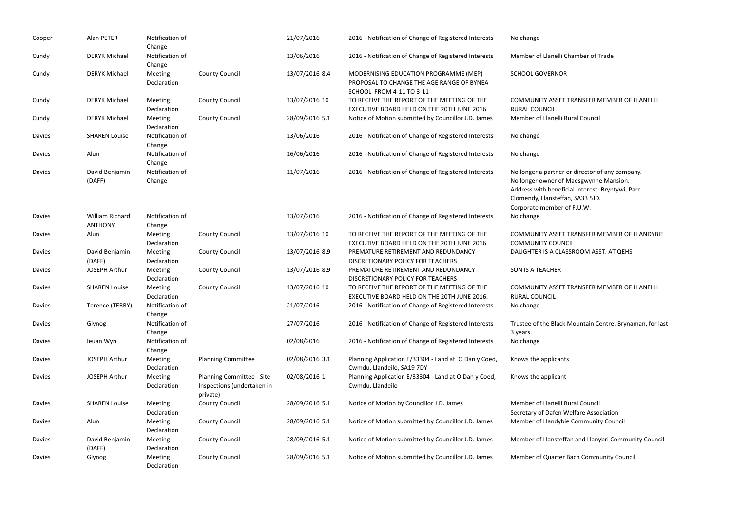| | | | | | | |
|---|---|---|---|---|---|---|
| Cooper | Alan PETER | Notification of Change | | 21/07/2016 | 2016 - Notification of Change of Registered Interests | No change |
| Cundy | DERYK Michael | Notification of Change | | 13/06/2016 | 2016 - Notification of Change of Registered Interests | Member of Llanelli Chamber of Trade |
| Cundy | DERYK Michael | Meeting Declaration | County Council | 13/07/2016 8.4 | MODERNISING EDUCATION PROGRAMME (MEP) PROPOSAL TO CHANGE THE AGE RANGE OF BYNEA SCHOOL FROM 4-11 TO 3-11 | SCHOOL GOVERNOR |
| Cundy | DERYK Michael | Meeting Declaration | County Council | 13/07/2016 10 | TO RECEIVE THE REPORT OF THE MEETING OF THE EXECUTIVE BOARD HELD ON THE 20TH JUNE 2016 | COMMUNITY ASSET TRANSFER MEMBER OF LLANELLI RURAL COUNCIL |
| Cundy | DERYK Michael | Meeting Declaration | County Council | 28/09/2016 5.1 | Notice of Motion submitted by Councillor J.D. James | Member of Llanelli Rural Council |
| Davies | SHAREN Louise | Notification of Change | | 13/06/2016 | 2016 - Notification of Change of Registered Interests | No change |
| Davies | Alun | Notification of Change | | 16/06/2016 | 2016 - Notification of Change of Registered Interests | No change |
| Davies | David Benjamin (DAFF) | Notification of Change | | 11/07/2016 | 2016 - Notification of Change of Registered Interests | No longer a partner or director of any company. No longer owner of Maesgwynne Mansion. Address with beneficial interest: Bryntywi, Parc Clomendy, Llansteffan, SA33 5JD. Corporate member of F.U.W. |
| Davies | William Richard ANTHONY | Notification of Change | | 13/07/2016 | 2016 - Notification of Change of Registered Interests | No change |
| Davies | Alun | Meeting Declaration | County Council | 13/07/2016 10 | TO RECEIVE THE REPORT OF THE MEETING OF THE EXECUTIVE BOARD HELD ON THE 20TH JUNE 2016 | COMMUNITY ASSET TRANSFER MEMBER OF LLANDYBIE COMMUNITY COUNCIL |
| Davies | David Benjamin (DAFF) | Meeting Declaration | County Council | 13/07/2016 8.9 | PREMATURE RETIREMENT AND REDUNDANCY DISCRETIONARY POLICY FOR TEACHERS | DAUGHTER IS A CLASSROOM ASST. AT QEHS |
| Davies | JOSEPH Arthur | Meeting Declaration | County Council | 13/07/2016 8.9 | PREMATURE RETIREMENT AND REDUNDANCY DISCRETIONARY POLICY FOR TEACHERS | SON IS A TEACHER |
| Davies | SHAREN Louise | Meeting Declaration | County Council | 13/07/2016 10 | TO RECEIVE THE REPORT OF THE MEETING OF THE EXECUTIVE BOARD HELD ON THE 20TH JUNE 2016. | COMMUNITY ASSET TRANSFER MEMBER OF LLANELLI RURAL COUNCIL |
| Davies | Terence (TERRY) | Notification of Change | | 21/07/2016 | 2016 - Notification of Change of Registered Interests | No change |
| Davies | Glynog | Notification of Change | | 27/07/2016 | 2016 - Notification of Change of Registered Interests | Trustee of the Black Mountain Centre, Brynaman, for last 3 years. |
| Davies | Ieuan Wyn | Notification of Change | | 02/08/2016 | 2016 - Notification of Change of Registered Interests | No change |
| Davies | JOSEPH Arthur | Meeting Declaration | Planning Committee | 02/08/2016 3.1 | Planning Application E/33304 - Land at O Dan y Coed, Cwmdu, Llandeilo, SA19 7DY | Knows the applicants |
| Davies | JOSEPH Arthur | Meeting Declaration | Planning Committee - Site Inspections (undertaken in private) | 02/08/2016 1 | Planning Application E/33304 - Land at O Dan y Coed, Cwmdu, Llandeilo | Knows the applicant |
| Davies | SHAREN Louise | Meeting Declaration | County Council | 28/09/2016 5.1 | Notice of Motion by Councillor J.D. James | Member of Llanelli Rural Council Secretary of Dafen Welfare Association |
| Davies | Alun | Meeting Declaration | County Council | 28/09/2016 5.1 | Notice of Motion submitted by Councillor J.D. James | Member of Llandybie Community Council |
| Davies | David Benjamin (DAFF) | Meeting Declaration | County Council | 28/09/2016 5.1 | Notice of Motion submitted by Councillor J.D. James | Member of Llansteffan and Llanybri Community Council |
| Davies | Glynog | Meeting Declaration | County Council | 28/09/2016 5.1 | Notice of Motion submitted by Councillor J.D. James | Member of Quarter Bach Community Council |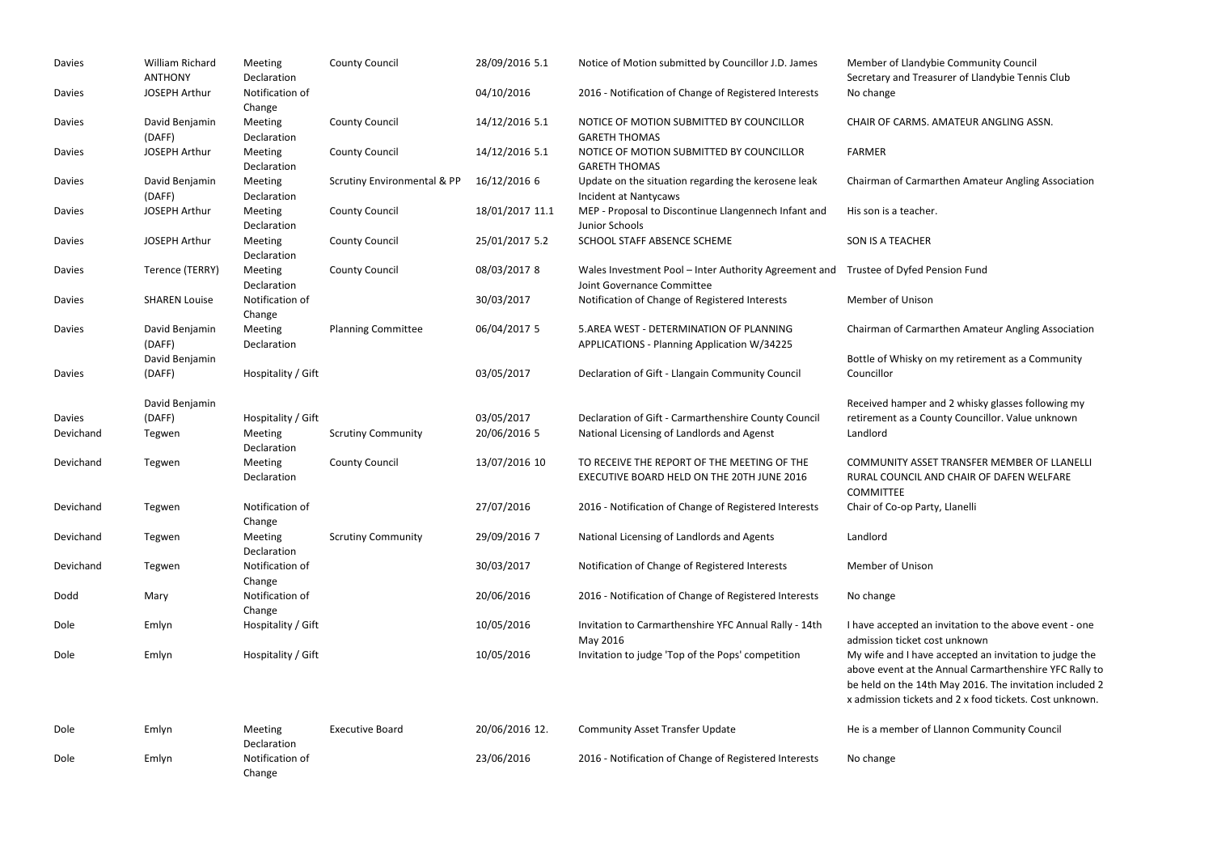| | | | | | | |
|---|---|---|---|---|---|---|
| Davies | William Richard ANTHONY | Meeting Declaration | County Council | 28/09/2016 5.1 | Notice of Motion submitted by Councillor J.D. James | Member of Llandybie Community Council Secretary and Treasurer of Llandybie Tennis Club |
| Davies | JOSEPH Arthur | Notification of Change | | 04/10/2016 | 2016 - Notification of Change of Registered Interests | No change |
| Davies | David Benjamin (DAFF) | Meeting Declaration | County Council | 14/12/2016 5.1 | NOTICE OF MOTION SUBMITTED BY COUNCILLOR GARETH THOMAS | CHAIR OF CARMS. AMATEUR ANGLING ASSN. |
| Davies | JOSEPH Arthur | Meeting Declaration | County Council | 14/12/2016 5.1 | NOTICE OF MOTION SUBMITTED BY COUNCILLOR GARETH THOMAS | FARMER |
| Davies | David Benjamin (DAFF) | Meeting Declaration | Scrutiny Environmental & PP | 16/12/2016 6 | Update on the situation regarding the kerosene leak Incident at Nantycaws | Chairman of Carmarthen Amateur Angling Association |
| Davies | JOSEPH Arthur | Meeting Declaration | County Council | 18/01/2017 11.1 | MEP - Proposal to Discontinue Llangennech Infant and Junior Schools | His son is a teacher. |
| Davies | JOSEPH Arthur | Meeting Declaration | County Council | 25/01/2017 5.2 | SCHOOL STAFF ABSENCE SCHEME | SON IS A TEACHER |
| Davies | Terence (TERRY) | Meeting Declaration | County Council | 08/03/2017 8 | Wales Investment Pool – Inter Authority Agreement and Joint Governance Committee | Trustee of Dyfed Pension Fund |
| Davies | SHAREN Louise | Notification of Change | | 30/03/2017 | Notification of Change of Registered Interests | Member of Unison |
| Davies | David Benjamin (DAFF) | Meeting Declaration | Planning Committee | 06/04/2017 5 | 5.AREA WEST - DETERMINATION OF PLANNING APPLICATIONS - Planning Application W/34225 | Chairman of Carmarthen Amateur Angling Association |
| Davies | David Benjamin (DAFF) | Hospitality / Gift | | 03/05/2017 | Declaration of Gift - Llangain Community Council | Bottle of Whisky on my retirement as a Community Councillor |
| Davies | David Benjamin (DAFF) | Hospitality / Gift | | 03/05/2017 | Declaration of Gift - Carmarthenshire County Council | Received hamper and 2 whisky glasses following my retirement as a County Councillor. Value unknown |
| Devichand | Tegwen | Meeting Declaration | Scrutiny Community | 20/06/2016 5 | National Licensing of Landlords and Agenst | Landlord |
| Devichand | Tegwen | Meeting Declaration | County Council | 13/07/2016 10 | TO RECEIVE THE REPORT OF THE MEETING OF THE EXECUTIVE BOARD HELD ON THE 20TH JUNE 2016 | COMMUNITY ASSET TRANSFER MEMBER OF LLANELLI RURAL COUNCIL AND CHAIR OF DAFEN WELFARE COMMITTEE |
| Devichand | Tegwen | Notification of Change | | 27/07/2016 | 2016 - Notification of Change of Registered Interests | Chair of Co-op Party, Llanelli |
| Devichand | Tegwen | Meeting Declaration | Scrutiny Community | 29/09/2016 7 | National Licensing of Landlords and Agents | Landlord |
| Devichand | Tegwen | Notification of Change | | 30/03/2017 | Notification of Change of Registered Interests | Member of Unison |
| Dodd | Mary | Notification of Change | | 20/06/2016 | 2016 - Notification of Change of Registered Interests | No change |
| Dole | Emlyn | Hospitality / Gift | | 10/05/2016 | Invitation to Carmarthenshire YFC Annual Rally - 14th May 2016 | I have accepted an invitation to the above event - one admission ticket cost unknown |
| Dole | Emlyn | Hospitality / Gift | | 10/05/2016 | Invitation to judge 'Top of the Pops' competition | My wife and I have accepted an invitation to judge the above event at the Annual Carmarthenshire YFC Rally to be held on the 14th May 2016. The invitation included 2 x admission tickets and 2 x food tickets. Cost unknown. |
| Dole | Emlyn | Meeting Declaration | Executive Board | 20/06/2016 12. | Community Asset Transfer Update | He is a member of Llannon Community Council |
| Dole | Emlyn | Notification of Change | | 23/06/2016 | 2016 - Notification of Change of Registered Interests | No change |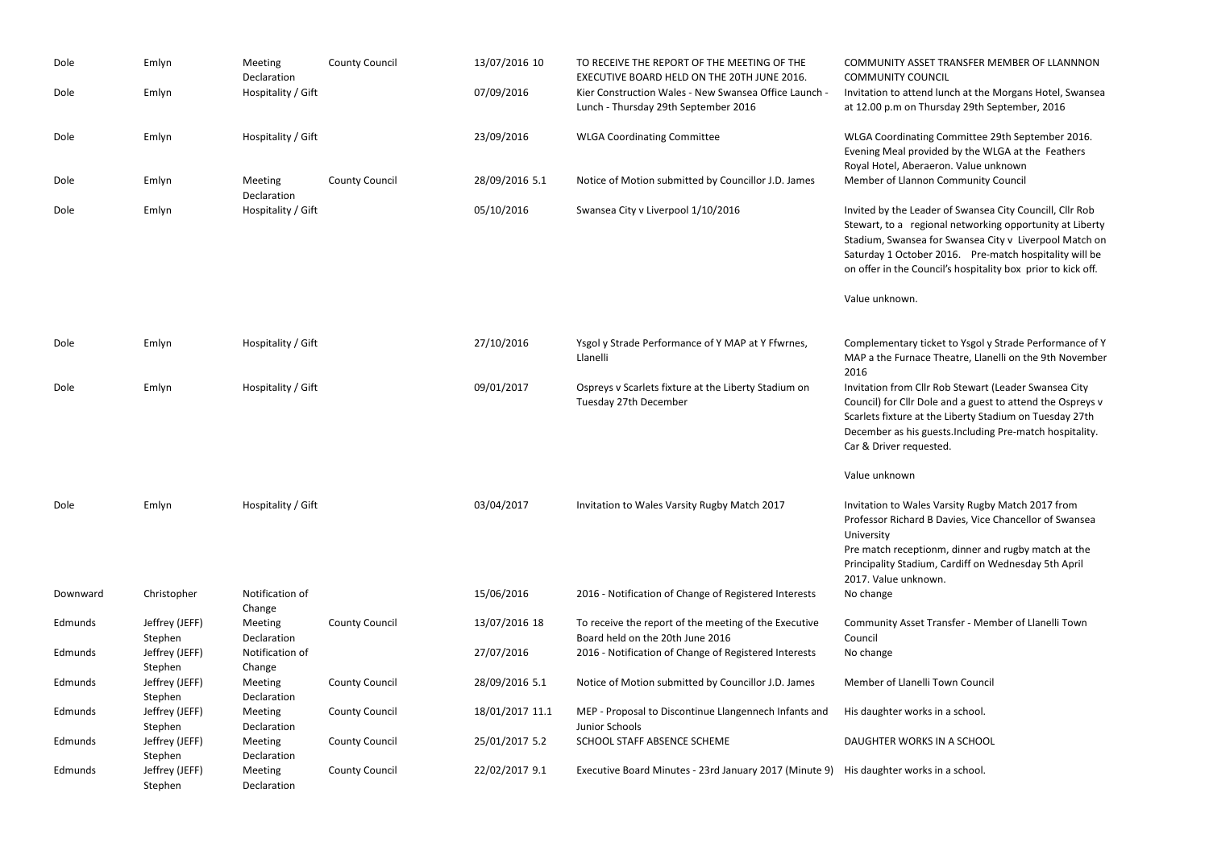| | | | | | | |
|---|---|---|---|---|---|---|
| Dole | Emlyn | Meeting Declaration | County Council | 13/07/2016 10 | TO RECEIVE THE REPORT OF THE MEETING OF THE EXECUTIVE BOARD HELD ON THE 20TH JUNE 2016. | COMMUNITY ASSET TRANSFER MEMBER OF LLANNNON COMMUNITY COUNCIL |
| Dole | Emlyn | Hospitality / Gift | | 07/09/2016 | Kier Construction Wales - New Swansea Office Launch - Lunch - Thursday 29th September 2016 | Invitation to attend lunch at the Morgans Hotel, Swansea at 12.00 p.m on Thursday 29th September, 2016 |
| Dole | Emlyn | Hospitality / Gift | | 23/09/2016 | WLGA Coordinating Committee | WLGA Coordinating Committee 29th September 2016. Evening Meal provided by the WLGA at the Feathers Royal Hotel, Aberaeron. Value unknown |
| Dole | Emlyn | Meeting Declaration | County Council | 28/09/2016 5.1 | Notice of Motion submitted by Councillor J.D. James | Member of Llannon Community Council |
| Dole | Emlyn | Hospitality / Gift | | 05/10/2016 | Swansea City v Liverpool 1/10/2016 | Invited by the Leader of Swansea City Councill, Cllr Rob Stewart, to a regional networking opportunity at Liberty Stadium, Swansea for Swansea City v Liverpool Match on Saturday 1 October 2016. Pre-match hospitality will be on offer in the Council's hospitality box prior to kick off.<br><br>Value unknown. |
| Dole | Emlyn | Hospitality / Gift | | 27/10/2016 | Ysgol y Strade Performance of Y MAP at Y Ffwrnes, Llanelli | Complementary ticket to Ysgol y Strade Performance of Y MAP a the Furnace Theatre, Llanelli on the 9th November 2016 |
| Dole | Emlyn | Hospitality / Gift | | 09/01/2017 | Ospreys v Scarlets fixture at the Liberty Stadium on Tuesday 27th December | Invitation from Cllr Rob Stewart (Leader Swansea City Council) for Cllr Dole and a guest to attend the Ospreys v Scarlets fixture at the Liberty Stadium on Tuesday 27th December as his guests.Including Pre-match hospitality. Car & Driver requested.<br><br>Value unknown |
| Dole | Emlyn | Hospitality / Gift | | 03/04/2017 | Invitation to Wales Varsity Rugby Match 2017 | Invitation to Wales Varsity Rugby Match 2017 from Professor Richard B Davies, Vice Chancellor of Swansea University<br>Pre match receptionm, dinner and rugby match at the Principality Stadium, Cardiff on Wednesday 5th April 2017. Value unknown. |
| Downward | Christopher | Notification of Change | | 15/06/2016 | 2016 - Notification of Change of Registered Interests | No change |
| Edmunds | Jeffrey (JEFF) Stephen | Meeting Declaration | County Council | 13/07/2016 18 | To receive the report of the meeting of the Executive Board held on the 20th June 2016 | Community Asset Transfer - Member of Llanelli Town Council |
| Edmunds | Jeffrey (JEFF) Stephen | Notification of Change | | 27/07/2016 | 2016 - Notification of Change of Registered Interests | No change |
| Edmunds | Jeffrey (JEFF) Stephen | Meeting Declaration | County Council | 28/09/2016 5.1 | Notice of Motion submitted by Councillor J.D. James | Member of Llanelli Town Council |
| Edmunds | Jeffrey (JEFF) Stephen | Meeting Declaration | County Council | 18/01/2017 11.1 | MEP - Proposal to Discontinue Llangennech Infants and Junior Schools | His daughter works in a school. |
| Edmunds | Jeffrey (JEFF) Stephen | Meeting Declaration | County Council | 25/01/2017 5.2 | SCHOOL STAFF ABSENCE SCHEME | DAUGHTER WORKS IN A SCHOOL |
| Edmunds | Jeffrey (JEFF) Stephen | Meeting Declaration | County Council | 22/02/2017 9.1 | Executive Board Minutes - 23rd January 2017 (Minute 9) | His daughter works in a school. |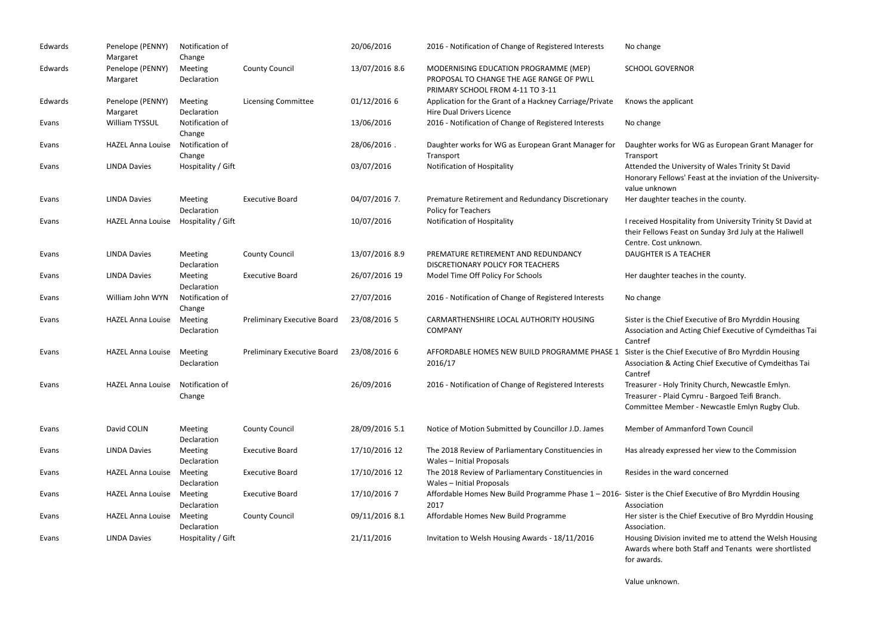| | | | | | | |
|---|---|---|---|---|---|---|
| Edwards | Penelope (PENNY) Margaret | Notification of Change | | 20/06/2016 | 2016 - Notification of Change of Registered Interests | No change |
| Edwards | Penelope (PENNY) Margaret | Meeting Declaration | County Council | 13/07/2016 8.6 | MODERNISING EDUCATION PROGRAMME (MEP) PROPOSAL TO CHANGE THE AGE RANGE OF PWLL PRIMARY SCHOOL FROM 4-11 TO 3-11 | SCHOOL GOVERNOR |
| Edwards | Penelope (PENNY) Margaret | Meeting Declaration | Licensing Committee | 01/12/2016 6 | Application for the Grant of a Hackney Carriage/Private Hire Dual Drivers Licence | Knows the applicant |
| Evans | William TYSSUL | Notification of Change | | 13/06/2016 | 2016 - Notification of Change of Registered Interests | No change |
| Evans | HAZEL Anna Louise | Notification of Change | | 28/06/2016 . | Daughter works for WG as European Grant Manager for Transport | Daughter works for WG as European Grant Manager for Transport |
| Evans | LINDA Davies | Hospitality / Gift | | 03/07/2016 | Notification of Hospitality | Attended the University of Wales Trinity St David Honorary Fellows' Feast at the inviation of the University- value unknown |
| Evans | LINDA Davies | Meeting Declaration | Executive Board | 04/07/2016 7. | Premature Retirement and Redundancy Discretionary Policy for Teachers | Her daughter teaches in the county. |
| Evans | HAZEL Anna Louise | Hospitality / Gift | | 10/07/2016 | Notification of Hospitality | I received Hospitality from University Trinity St David at their Fellows Feast on Sunday 3rd July at the Haliwell Centre. Cost unknown. |
| Evans | LINDA Davies | Meeting Declaration | County Council | 13/07/2016 8.9 | PREMATURE RETIREMENT AND REDUNDANCY DISCRETIONARY POLICY FOR TEACHERS | DAUGHTER IS A TEACHER |
| Evans | LINDA Davies | Meeting Declaration | Executive Board | 26/07/2016 19 | Model Time Off Policy For Schools | Her daughter teaches in the county. |
| Evans | William John WYN | Notification of Change | | 27/07/2016 | 2016 - Notification of Change of Registered Interests | No change |
| Evans | HAZEL Anna Louise | Meeting Declaration | Preliminary Executive Board | 23/08/2016 5 | CARMARTHENSHIRE LOCAL AUTHORITY HOUSING COMPANY | Sister is the Chief Executive of Bro Myrddin Housing Association and Acting Chief Executive of Cymdeithas Tai Cantref |
| Evans | HAZEL Anna Louise | Meeting Declaration | Preliminary Executive Board | 23/08/2016 6 | AFFORDABLE HOMES NEW BUILD PROGRAMME PHASE 1 2016/17 | Sister is the Chief Executive of Bro Myrddin Housing Association & Acting Chief Executive of Cymdeithas Tai Cantref |
| Evans | HAZEL Anna Louise | Notification of Change | | 26/09/2016 | 2016 - Notification of Change of Registered Interests | Treasurer - Holy Trinity Church, Newcastle Emlyn. Treasurer - Plaid Cymru - Bargoed Teifi Branch. Committee Member - Newcastle Emlyn Rugby Club. |
| Evans | David COLIN | Meeting Declaration | County Council | 28/09/2016 5.1 | Notice of Motion Submitted by Councillor J.D. James | Member of Ammanford Town Council |
| Evans | LINDA Davies | Meeting Declaration | Executive Board | 17/10/2016 12 | The 2018 Review of Parliamentary Constituencies in Wales – Initial Proposals | Has already expressed her view to the Commission |
| Evans | HAZEL Anna Louise | Meeting Declaration | Executive Board | 17/10/2016 12 | The 2018 Review of Parliamentary Constituencies in Wales – Initial Proposals | Resides in the ward concerned |
| Evans | HAZEL Anna Louise | Meeting Declaration | Executive Board | 17/10/2016 7 | Affordable Homes New Build Programme Phase 1 – 2016-2017 | Sister is the Chief Executive of Bro Myrddin Housing Association |
| Evans | HAZEL Anna Louise | Meeting Declaration | County Council | 09/11/2016 8.1 | Affordable Homes New Build Programme | Her sister is the Chief Executive of Bro Myrddin Housing Association. |
| Evans | LINDA Davies | Hospitality / Gift | | 21/11/2016 | Invitation to Welsh Housing Awards - 18/11/2016 | Housing Division invited me to attend the Welsh Housing Awards where both Staff and Tenants were shortlisted for awards.<br><br>Value unknown. |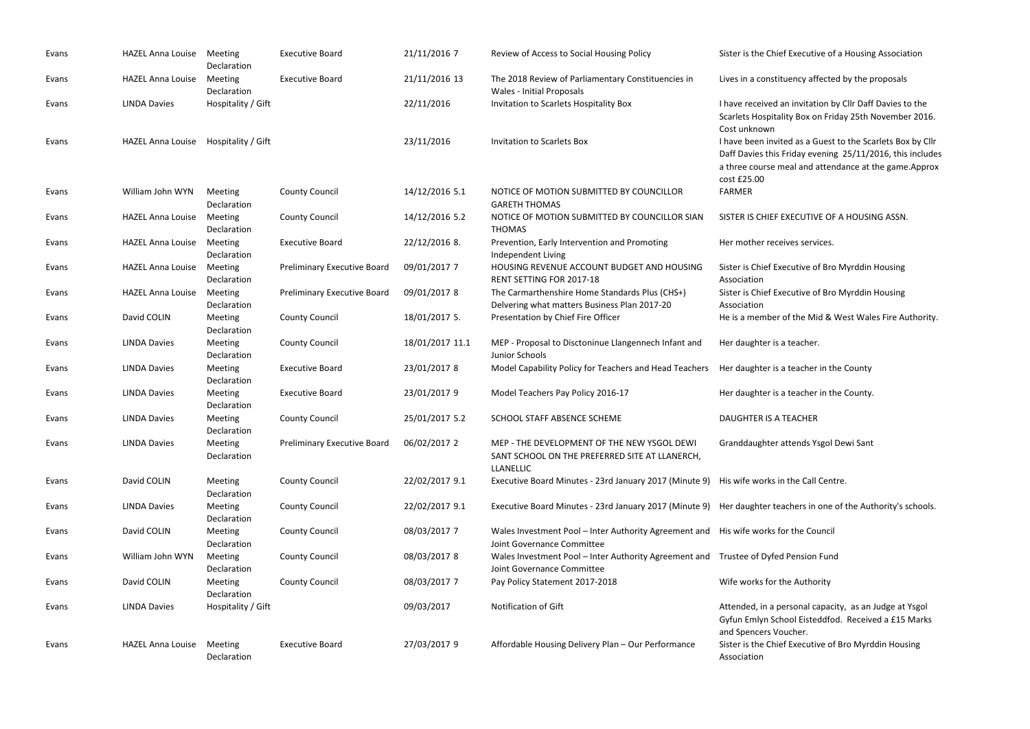| | | | | | | |
|---|---|---|---|---|---|---|
| Evans | HAZEL Anna Louise | Meeting Declaration | Executive Board | 21/11/2016 7 | Review of Access to Social Housing Policy | Sister is the Chief Executive of a Housing Association |
| Evans | HAZEL Anna Louise | Meeting Declaration | Executive Board | 21/11/2016 13 | The 2018 Review of Parliamentary Constituencies in Wales - Initial Proposals | Lives in a constituency affected by the proposals |
| Evans | LINDA Davies | Hospitality / Gift | | 22/11/2016 | Invitation to Scarlets Hospitality Box | I have received an invitation by Cllr Daff Davies to the Scarlets Hospitality Box on Friday 25th November 2016. Cost unknown |
| Evans | HAZEL Anna Louise | Hospitality / Gift | | 23/11/2016 | Invitation to Scarlets Box | I have been invited as a Guest to the Scarlets Box by Cllr Daff Davies this Friday evening 25/11/2016, this includes a three course meal and attendance at the game.Approx cost £25.00 |
| Evans | William John WYN | Meeting Declaration | County Council | 14/12/2016 5.1 | NOTICE OF MOTION SUBMITTED BY COUNCILLOR GARETH THOMAS | FARMER |
| Evans | HAZEL Anna Louise | Meeting Declaration | County Council | 14/12/2016 5.2 | NOTICE OF MOTION SUBMITTED BY COUNCILLOR SIAN THOMAS | SISTER IS CHIEF EXECUTIVE OF A HOUSING ASSN. |
| Evans | HAZEL Anna Louise | Meeting Declaration | Executive Board | 22/12/2016 8. | Prevention, Early Intervention and Promoting Independent Living | Her mother receives services. |
| Evans | HAZEL Anna Louise | Meeting Declaration | Preliminary Executive Board | 09/01/2017 7 | HOUSING REVENUE ACCOUNT BUDGET AND HOUSING RENT SETTING FOR 2017-18 | Sister is Chief Executive of Bro Myrddin Housing Association |
| Evans | HAZEL Anna Louise | Meeting Declaration | Preliminary Executive Board | 09/01/2017 8 | The Carmarthenshire Home Standards Plus (CHS+) Delvering what matters Business Plan 2017-20 | Sister is Chief Executive of Bro Myrddin Housing Association |
| Evans | David COLIN | Meeting Declaration | County Council | 18/01/2017 5. | Presentation by Chief Fire Officer | He is a member of the Mid & West Wales Fire Authority. |
| Evans | LINDA Davies | Meeting Declaration | County Council | 18/01/2017 11.1 | MEP - Proposal to Disctoninue Llangennech Infant and Junior Schools | Her daughter is a teacher. |
| Evans | LINDA Davies | Meeting Declaration | Executive Board | 23/01/2017 8 | Model Capability Policy for Teachers and Head Teachers | Her daughter is a teacher in the County |
| Evans | LINDA Davies | Meeting Declaration | Executive Board | 23/01/2017 9 | Model Teachers Pay Policy 2016-17 | Her daughter is a teacher in the County. |
| Evans | LINDA Davies | Meeting Declaration | County Council | 25/01/2017 5.2 | SCHOOL STAFF ABSENCE SCHEME | DAUGHTER IS A TEACHER |
| Evans | LINDA Davies | Meeting Declaration | Preliminary Executive Board | 06/02/2017 2 | MEP - THE DEVELOPMENT OF THE NEW YSGOL DEWI SANT SCHOOL ON THE PREFERRED SITE AT LLANERCH, LLANELLIC | Granddaughter attends Ysgol Dewi Sant |
| Evans | David COLIN | Meeting Declaration | County Council | 22/02/2017 9.1 | Executive Board Minutes - 23rd January 2017 (Minute 9) | His wife works in the Call Centre. |
| Evans | LINDA Davies | Meeting Declaration | County Council | 22/02/2017 9.1 | Executive Board Minutes - 23rd January 2017 (Minute 9) | Her daughter teachers in one of the Authority's schools. |
| Evans | David COLIN | Meeting Declaration | County Council | 08/03/2017 7 | Wales Investment Pool – Inter Authority Agreement and Joint Governance Committee | His wife works for the Council |
| Evans | William John WYN | Meeting Declaration | County Council | 08/03/2017 8 | Wales Investment Pool – Inter Authority Agreement and Joint Governance Committee | Trustee of Dyfed Pension Fund |
| Evans | David COLIN | Meeting Declaration | County Council | 08/03/2017 7 | Pay Policy Statement 2017-2018 | Wife works for the Authority |
| Evans | LINDA Davies | Hospitality / Gift | | 09/03/2017 | Notification of Gift | Attended, in a personal capacity, as an Judge at Ysgol Gyfun Emlyn School Eisteddfod. Received a £15 Marks and Spencers Voucher. |
| Evans | HAZEL Anna Louise | Meeting Declaration | Executive Board | 27/03/2017 9 | Affordable Housing Delivery Plan – Our Performance | Sister is the Chief Executive of Bro Myrddin Housing Association |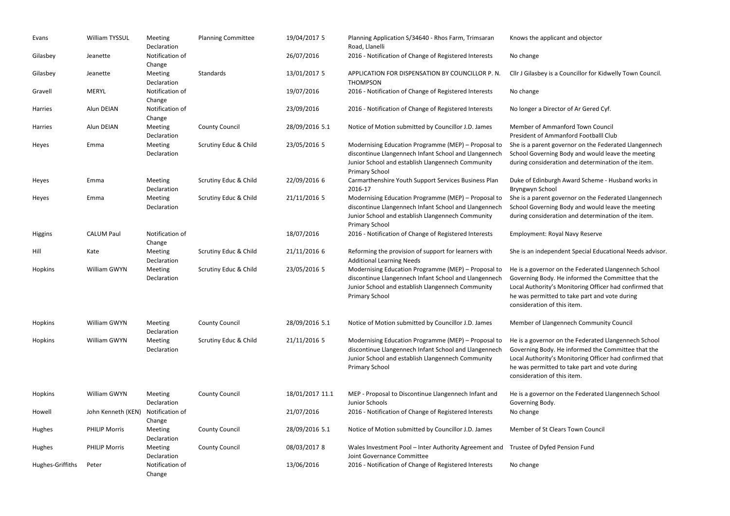| | | | | | | |
|---|---|---|---|---|---|---|
| Evans | William TYSSUL | Meeting Declaration | Planning Committee | 19/04/2017 5 | Planning Application S/34640 - Rhos Farm, Trimsaran Road, Llanelli | Knows the applicant and objector |
| Gilasbey | Jeanette | Notification of Change | | 26/07/2016 | 2016 - Notification of Change of Registered Interests | No change |
| Gilasbey | Jeanette | Meeting Declaration | Standards | 13/01/2017 5 | APPLICATION FOR DISPENSATION BY COUNCILLOR P. N. THOMPSON | Cllr J Gilasbey is a Councillor for Kidwelly Town Council. |
| Gravell | MERYL | Notification of Change | | 19/07/2016 | 2016 - Notification of Change of Registered Interests | No change |
| Harries | Alun DEIAN | Notification of Change | | 23/09/2016 | 2016 - Notification of Change of Registered Interests | No longer a Director of Ar Gered Cyf. |
| Harries | Alun DEIAN | Meeting Declaration | County Council | 28/09/2016 5.1 | Notice of Motion submitted by Councillor J.D. James | Member of Ammanford Town Council<br>President of Ammanford Footballl Club |
| Heyes | Emma | Meeting Declaration | Scrutiny Educ & Child | 23/05/2016 5 | Modernising Education Programme (MEP) – Proposal to discontinue Llangennech Infant School and Llangennech Junior School and establish Llangennech Community Primary School | She is a parent governor on the Federated Llangennech School Governing Body and would leave the meeting during consideration and determination of the item. |
| Heyes | Emma | Meeting Declaration | Scrutiny Educ & Child | 22/09/2016 6 | Carmarthenshire Youth Support Services Business Plan 2016-17 | Duke of Edinburgh Award Scheme - Husband works in Bryngwyn School |
| Heyes | Emma | Meeting Declaration | Scrutiny Educ & Child | 21/11/2016 5 | Modernising Education Programme (MEP) – Proposal to discontinue Llangennech Infant School and Llangennech Junior School and establish Llangennech Community Primary School | She is a parent governor on the Federated Llangennech School Governing Body and would leave the meeting during consideration and determination of the item. |
| Higgins | CALUM Paul | Notification of Change | | 18/07/2016 | 2016 - Notification of Change of Registered Interests | Employment: Royal Navy Reserve |
| Hill | Kate | Meeting Declaration | Scrutiny Educ & Child | 21/11/2016 6 | Reforming the provision of support for learners with Additional Learning Needs | She is an independent Special Educational Needs advisor. |
| Hopkins | William GWYN | Meeting Declaration | Scrutiny Educ & Child | 23/05/2016 5 | Modernising Education Programme (MEP) – Proposal to discontinue Llangennech Infant School and Llangennech Junior School and establish Llangennech Community Primary School | He is a governor on the Federated Llangennech School Governing Body. He informed the Committee that the Local Authority's Monitoring Officer had confirmed that he was permitted to take part and vote during consideration of this item. |
| Hopkins | William GWYN | Meeting Declaration | County Council | 28/09/2016 5.1 | Notice of Motion submitted by Councillor J.D. James | Member of Llangennech Community Council |
| Hopkins | William GWYN | Meeting Declaration | Scrutiny Educ & Child | 21/11/2016 5 | Modernising Education Programme (MEP) – Proposal to discontinue Llangennech Infant School and Llangennech Junior School and establish Llangennech Community Primary School | He is a governor on the Federated Llangennech School Governing Body. He informed the Committee that the Local Authority's Monitoring Officer had confirmed that he was permitted to take part and vote during consideration of this item. |
| Hopkins | William GWYN | Meeting Declaration | County Council | 18/01/2017 11.1 | MEP - Proposal to Discontinue Llangennech Infant and Junior Schools | He is a governor on the Federated Llangennech School Governing Body. |
| Howell | John Kenneth (KEN) | Notification of Change | | 21/07/2016 | 2016 - Notification of Change of Registered Interests | No change |
| Hughes | PHILIP Morris | Meeting Declaration | County Council | 28/09/2016 5.1 | Notice of Motion submitted by Councillor J.D. James | Member of St Clears Town Council |
| Hughes | PHILIP Morris | Meeting Declaration | County Council | 08/03/2017 8 | Wales Investment Pool – Inter Authority Agreement and Joint Governance Committee | Trustee of Dyfed Pension Fund |
| Hughes-Griffiths | Peter | Notification of Change | | 13/06/2016 | 2016 - Notification of Change of Registered Interests | No change |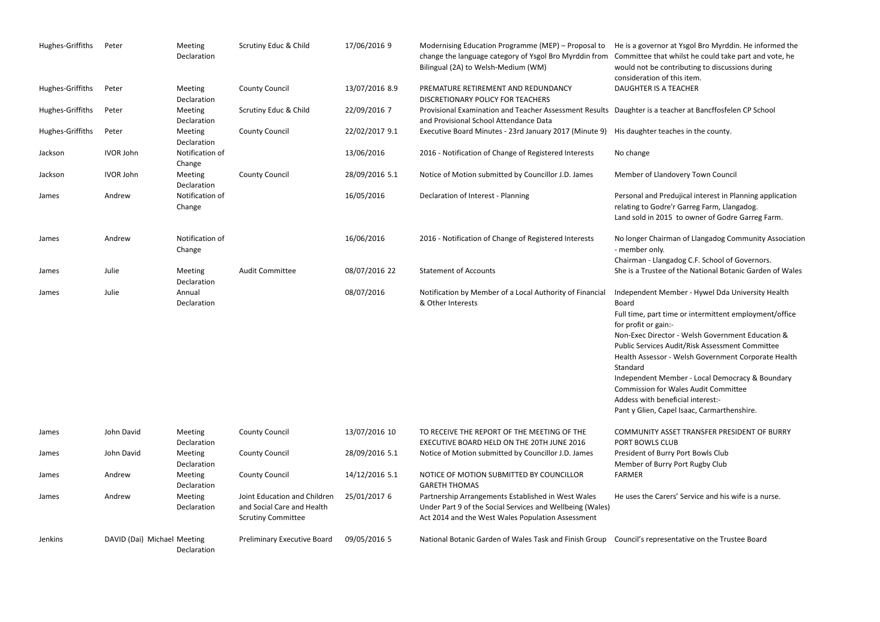| | | | | | | |
|---|---|---|---|---|---|---|
| Hughes-Griffiths | Peter | Meeting Declaration | Scrutiny Educ & Child | 17/06/2016 9 | Modernising Education Programme (MEP) – Proposal to change the language category of Ysgol Bro Myrddin from Bilingual (2A) to Welsh-Medium (WM) | He is a governor at Ysgol Bro Myrddin. He informed the Committee that whilst he could take part and vote, he would not be contributing to discussions during consideration of this item. |
| Hughes-Griffiths | Peter | Meeting Declaration | County Council | 13/07/2016 8.9 | PREMATURE RETIREMENT AND REDUNDANCY DISCRETIONARY POLICY FOR TEACHERS | DAUGHTER IS A TEACHER |
| Hughes-Griffiths | Peter | Meeting Declaration | Scrutiny Educ & Child | 22/09/2016 7 | Provisional Examination and Teacher Assessment Results and Provisional School Attendance Data | Daughter is a teacher at Bancffosfelen CP School |
| Hughes-Griffiths | Peter | Meeting Declaration | County Council | 22/02/2017 9.1 | Executive Board Minutes - 23rd January 2017 (Minute 9) | His daughter teaches in the county. |
| Jackson | IVOR John | Notification of Change | | 13/06/2016 | 2016 - Notification of Change of Registered Interests | No change |
| Jackson | IVOR John | Meeting Declaration | County Council | 28/09/2016 5.1 | Notice of Motion submitted by Councillor J.D. James | Member of Llandovery Town Council |
| James | Andrew | Notification of Change | | 16/05/2016 | Declaration of Interest - Planning | Personal and Predujical interest in Planning application relating to Godre'r Garreg Farm, Llangadog.<br>Land sold in 2015 to owner of Godre Garreg Farm. |
| James | Andrew | Notification of Change | | 16/06/2016 | 2016 - Notification of Change of Registered Interests | No longer Chairman of Llangadog Community Association - member only.<br>Chairman - Llangadog C.F. School of Governors. |
| James | Julie | Meeting Declaration | Audit Committee | 08/07/2016 22 | Statement of Accounts | She is a Trustee of the National Botanic Garden of Wales |
| James | Julie | Annual Declaration | | 08/07/2016 | Notification by Member of a Local Authority of Financial & Other Interests | Independent Member - Hywel Dda University Health Board<br>Full time, part time or intermittent employment/office for profit or gain:-<br>Non-Exec Director - Welsh Government Education & Public Services Audit/Risk Assessment Committee<br>Health Assessor - Welsh Government Corporate Health Standard<br>Independent Member - Local Democracy & Boundary Commission for Wales Audit Committee<br>Addess with beneficial interest:-<br>Pant y Glien, Capel Isaac, Carmarthenshire. |
| James | John David | Meeting Declaration | County Council | 13/07/2016 10 | TO RECEIVE THE REPORT OF THE MEETING OF THE EXECUTIVE BOARD HELD ON THE 20TH JUNE 2016 | COMMUNITY ASSET TRANSFER PRESIDENT OF BURRY PORT BOWLS CLUB |
| James | John David | Meeting Declaration | County Council | 28/09/2016 5.1 | Notice of Motion submitted by Councillor J.D. James | President of Burry Port Bowls Club<br>Member of Burry Port Rugby Club |
| James | Andrew | Meeting Declaration | County Council | 14/12/2016 5.1 | NOTICE OF MOTION SUBMITTED BY COUNCILLOR GARETH THOMAS | FARMER |
| James | Andrew | Meeting Declaration | Joint Education and Children and Social Care and Health Scrutiny Committee | 25/01/2017 6 | Partnership Arrangements Established in West Wales Under Part 9 of the Social Services and Wellbeing (Wales) Act 2014 and the West Wales Population Assessment | He uses the Carers' Service and his wife is a nurse. |
| Jenkins | DAVID (Dai) Michael | Meeting Declaration | Preliminary Executive Board | 09/05/2016 5 | National Botanic Garden of Wales Task and Finish Group | Council's representative on the Trustee Board |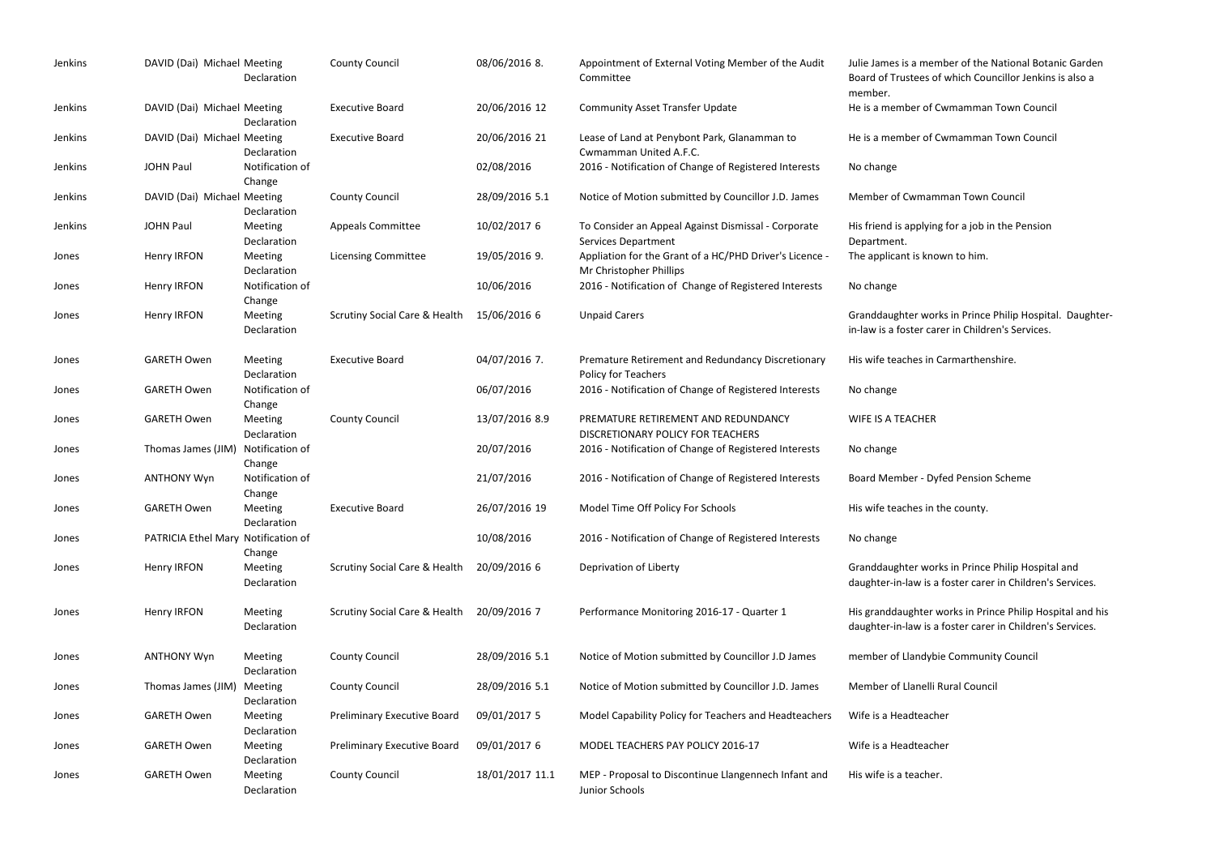| | | | | | | |
|---|---|---|---|---|---|---|
| Jenkins | DAVID (Dai) Michael | Meeting Declaration | County Council | 08/06/2016 8. | Appointment of External Voting Member of the Audit Committee | Julie James is a member of the National Botanic Garden Board of Trustees of which Councillor Jenkins is also a member. |
| Jenkins | DAVID (Dai) Michael | Meeting Declaration | Executive Board | 20/06/2016 12 | Community Asset Transfer Update | He is a member of Cwmamman Town Council |
| Jenkins | DAVID (Dai) Michael | Meeting Declaration | Executive Board | 20/06/2016 21 | Lease of Land at Penybont Park, Glanamman to Cwmamman United A.F.C. | He is a member of Cwmamman Town Council |
| Jenkins | JOHN Paul | Notification of Change | | 02/08/2016 | 2016 - Notification of Change of Registered Interests | No change |
| Jenkins | DAVID (Dai) Michael | Meeting Declaration | County Council | 28/09/2016 5.1 | Notice of Motion submitted by Councillor J.D. James | Member of Cwmamman Town Council |
| Jenkins | JOHN Paul | Meeting Declaration | Appeals Committee | 10/02/2017 6 | To Consider an Appeal Against Dismissal - Corporate Services Department | His friend is applying for a job in the Pension Department. |
| Jones | Henry IRFON | Meeting Declaration | Licensing Committee | 19/05/2016 9. | Appliation for the Grant of a HC/PHD Driver's Licence - Mr Christopher Phillips | The applicant is known to him. |
| Jones | Henry IRFON | Notification of Change | | 10/06/2016 | 2016 - Notification of Change of Registered Interests | No change |
| Jones | Henry IRFON | Meeting Declaration | Scrutiny Social Care & Health | 15/06/2016 6 | Unpaid Carers | Granddaughter works in Prince Philip Hospital. Daughter-in-law is a foster carer in Children's Services. |
| Jones | GARETH Owen | Meeting Declaration | Executive Board | 04/07/2016 7. | Premature Retirement and Redundancy Discretionary Policy for Teachers | His wife teaches in Carmarthenshire. |
| Jones | GARETH Owen | Notification of Change | | 06/07/2016 | 2016 - Notification of Change of Registered Interests | No change |
| Jones | GARETH Owen | Meeting Declaration | County Council | 13/07/2016 8.9 | PREMATURE RETIREMENT AND REDUNDANCY DISCRETIONARY POLICY FOR TEACHERS | WIFE IS A TEACHER |
| Jones | Thomas James (JIM) | Notification of Change | | 20/07/2016 | 2016 - Notification of Change of Registered Interests | No change |
| Jones | ANTHONY Wyn | Notification of Change | | 21/07/2016 | 2016 - Notification of Change of Registered Interests | Board Member - Dyfed Pension Scheme |
| Jones | GARETH Owen | Meeting Declaration | Executive Board | 26/07/2016 19 | Model Time Off Policy For Schools | His wife teaches in the county. |
| Jones | PATRICIA Ethel Mary | Notification of Change | | 10/08/2016 | 2016 - Notification of Change of Registered Interests | No change |
| Jones | Henry IRFON | Meeting Declaration | Scrutiny Social Care & Health | 20/09/2016 6 | Deprivation of Liberty | Granddaughter works in Prince Philip Hospital and daughter-in-law is a foster carer in Children's Services. |
| Jones | Henry IRFON | Meeting Declaration | Scrutiny Social Care & Health | 20/09/2016 7 | Performance Monitoring 2016-17 - Quarter 1 | His granddaughter works in Prince Philip Hospital and his daughter-in-law is a foster carer in Children's Services. |
| Jones | ANTHONY Wyn | Meeting Declaration | County Council | 28/09/2016 5.1 | Notice of Motion submitted by Councillor J.D James | member of Llandybie Community Council |
| Jones | Thomas James (JIM) | Meeting Declaration | County Council | 28/09/2016 5.1 | Notice of Motion submitted by Councillor J.D. James | Member of Llanelli Rural Council |
| Jones | GARETH Owen | Meeting Declaration | Preliminary Executive Board | 09/01/2017 5 | Model Capability Policy for Teachers and Headteachers | Wife is a Headteacher |
| Jones | GARETH Owen | Meeting Declaration | Preliminary Executive Board | 09/01/2017 6 | MODEL TEACHERS PAY POLICY 2016-17 | Wife is a Headteacher |
| Jones | GARETH Owen | Meeting Declaration | County Council | 18/01/2017 11.1 | MEP - Proposal to Discontinue Llangennech Infant and Junior Schools | His wife is a teacher. |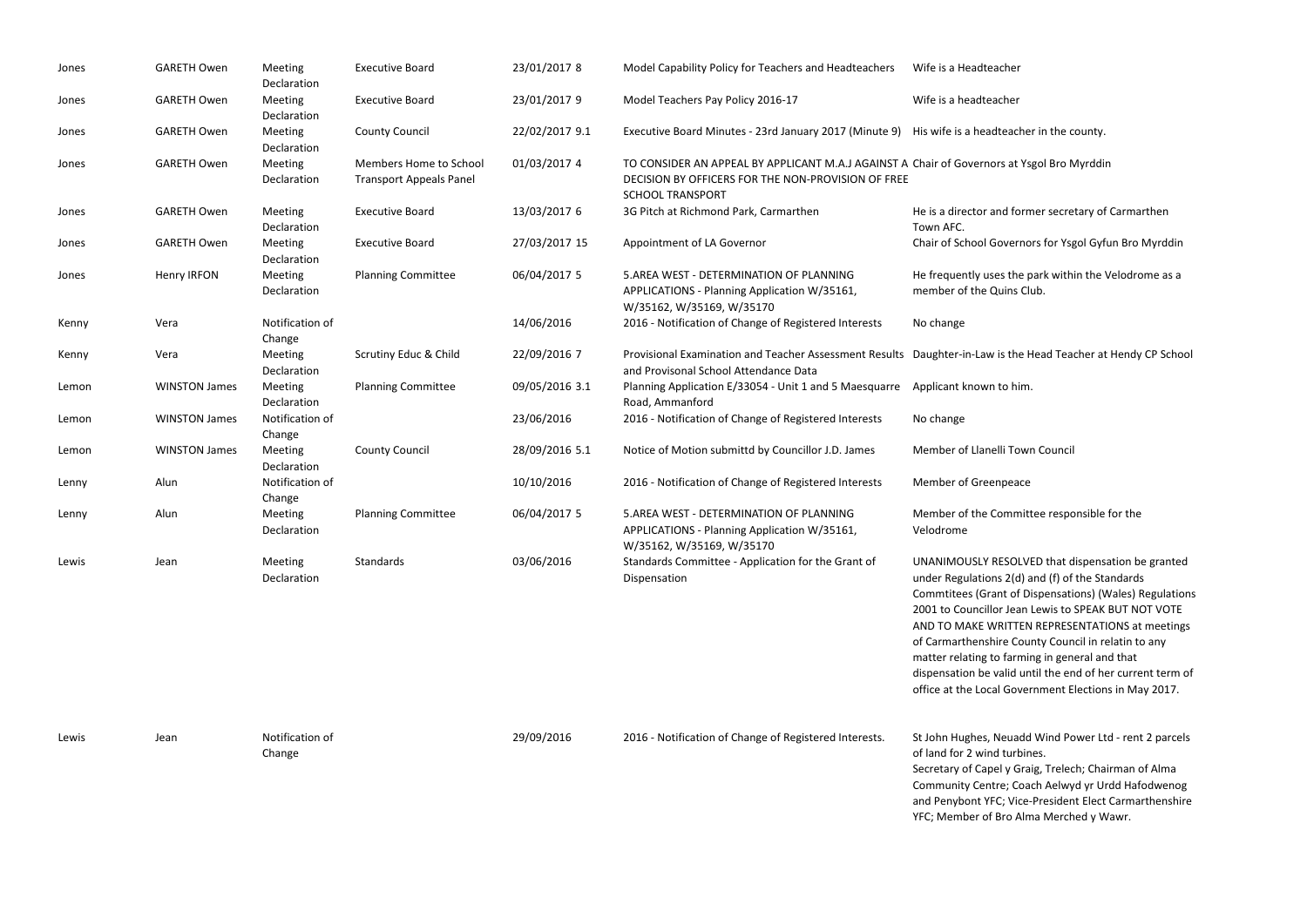| | | | | | | |
|---|---|---|---|---|---|---|
| Jones | GARETH Owen | Meeting Declaration | Executive Board | 23/01/2017 8 | Model Capability Policy for Teachers and Headteachers | Wife is a Headteacher |
| Jones | GARETH Owen | Meeting Declaration | Executive Board | 23/01/2017 9 | Model Teachers Pay Policy 2016-17 | Wife is a headteacher |
| Jones | GARETH Owen | Meeting Declaration | County Council | 22/02/2017 9.1 | Executive Board Minutes - 23rd January 2017 (Minute 9) | His wife is a headteacher in the county. |
| Jones | GARETH Owen | Meeting Declaration | Members Home to School Transport Appeals Panel | 01/03/2017 4 | TO CONSIDER AN APPEAL BY APPLICANT M.A.J AGAINST A DECISION BY OFFICERS FOR THE NON-PROVISION OF FREE SCHOOL TRANSPORT | Chair of Governors at Ysgol Bro Myrddin |
| Jones | GARETH Owen | Meeting Declaration | Executive Board | 13/03/2017 6 | 3G Pitch at Richmond Park, Carmarthen | He is a director and former secretary of Carmarthen Town AFC. |
| Jones | GARETH Owen | Meeting Declaration | Executive Board | 27/03/2017 15 | Appointment of LA Governor | Chair of School Governors for Ysgol Gyfun Bro Myrddin |
| Jones | Henry IRFON | Meeting Declaration | Planning Committee | 06/04/2017 5 | 5.AREA WEST - DETERMINATION OF PLANNING APPLICATIONS - Planning Application W/35161, W/35162, W/35169, W/35170 | He frequently uses the park within the Velodrome as a member of the Quins Club. |
| Kenny | Vera | Notification of Change | | 14/06/2016 | 2016 - Notification of Change of Registered Interests | No change |
| Kenny | Vera | Meeting Declaration | Scrutiny Educ & Child | 22/09/2016 7 | Provisional Examination and Teacher Assessment Results and Provisonal School Attendance Data | Daughter-in-Law is the Head Teacher at Hendy CP School |
| Lemon | WINSTON James | Meeting Declaration | Planning Committee | 09/05/2016 3.1 | Planning Application E/33054 - Unit 1 and 5 Maesquarre Road, Ammanford | Applicant known to him. |
| Lemon | WINSTON James | Notification of Change | | 23/06/2016 | 2016 - Notification of Change of Registered Interests | No change |
| Lemon | WINSTON James | Meeting Declaration | County Council | 28/09/2016 5.1 | Notice of Motion submittd by Councillor J.D. James | Member of Llanelli Town Council |
| Lenny | Alun | Notification of Change | | 10/10/2016 | 2016 - Notification of Change of Registered Interests | Member of Greenpeace |
| Lenny | Alun | Meeting Declaration | Planning Committee | 06/04/2017 5 | 5.AREA WEST - DETERMINATION OF PLANNING APPLICATIONS - Planning Application W/35161, W/35162, W/35169, W/35170 | Member of the Committee responsible for the Velodrome |
| Lewis | Jean | Meeting Declaration | Standards | 03/06/2016 | Standards Committee - Application for the Grant of Dispensation | UNANIMOUSLY RESOLVED that dispensation be granted under Regulations 2(d) and (f) of the Standards Commtitees (Grant of Dispensations) (Wales) Regulations 2001 to Councillor Jean Lewis to SPEAK BUT NOT VOTE AND TO MAKE WRITTEN REPRESENTATIONS at meetings of Carmarthenshire County Council in relatin to any matter relating to farming in general and that dispensation be valid until the end of her current term of office at the Local Government Elections in May 2017. |
| Lewis | Jean | Notification of Change | | 29/09/2016 | 2016 - Notification of Change of Registered Interests. | St John Hughes, Neuadd Wind Power Ltd - rent 2 parcels of land for 2 wind turbines. Secretary of Capel y Graig, Trelech; Chairman of Alma Community Centre; Coach Aelwyd yr Urdd Hafodwenog and Penybont YFC; Vice-President Elect Carmarthenshire YFC; Member of Bro Alma Merched y Wawr. |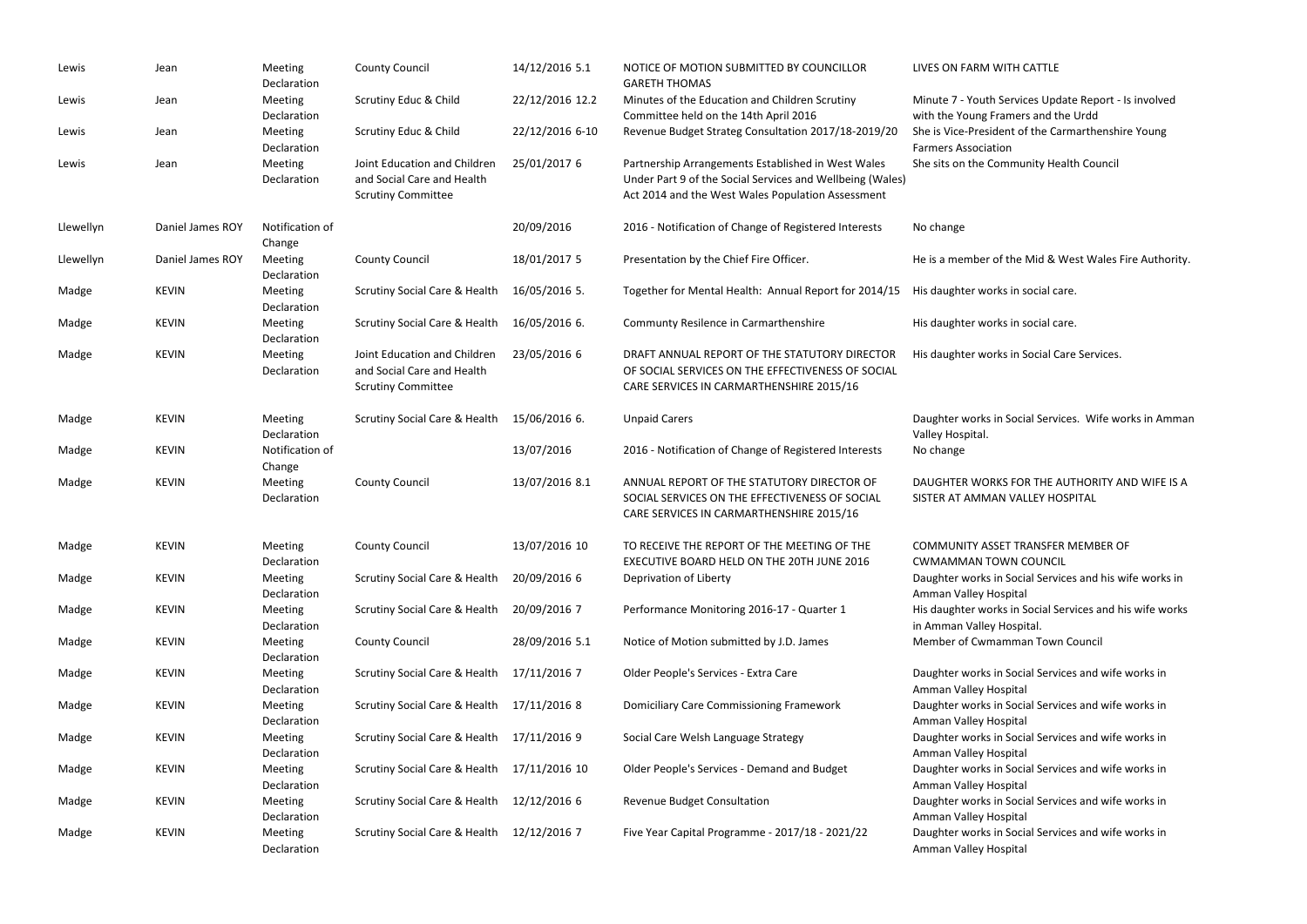| | | | | | | |
|---|---|---|---|---|---|---|
| Lewis | Jean | Meeting Declaration | County Council | 14/12/2016 5.1 | NOTICE OF MOTION SUBMITTED BY COUNCILLOR GARETH THOMAS | LIVES ON FARM WITH CATTLE |
| Lewis | Jean | Meeting Declaration | Scrutiny Educ & Child | 22/12/2016 12.2 | Minutes of the Education and Children Scrutiny Committee held on the 14th April 2016 | Minute 7 - Youth Services Update Report - Is involved with the Young Framers and the Urdd |
| Lewis | Jean | Meeting Declaration | Scrutiny Educ & Child | 22/12/2016 6-10 | Revenue Budget Strateg Consultation 2017/18-2019/20 | She is Vice-President of the Carmarthenshire Young Farmers Association |
| Lewis | Jean | Meeting Declaration | Joint Education and Children and Social Care and Health Scrutiny Committee | 25/01/2017 6 | Partnership Arrangements Established in West Wales Under Part 9 of the Social Services and Wellbeing (Wales) Act 2014 and the West Wales Population Assessment | She sits on the Community Health Council |
| Llewellyn | Daniel James ROY | Notification of Change | | 20/09/2016 | 2016 - Notification of Change of Registered Interests | No change |
| Llewellyn | Daniel James ROY | Meeting Declaration | County Council | 18/01/2017 5 | Presentation by the Chief Fire Officer. | He is a member of the Mid & West Wales Fire Authority. |
| Madge | KEVIN | Meeting Declaration | Scrutiny Social Care & Health | 16/05/2016 5. | Together for Mental Health: Annual Report for 2014/15 | His daughter works in social care. |
| Madge | KEVIN | Meeting Declaration | Scrutiny Social Care & Health | 16/05/2016 6. | Communty Resilence in Carmarthenshire | His daughter works in social care. |
| Madge | KEVIN | Meeting Declaration | Joint Education and Children and Social Care and Health Scrutiny Committee | 23/05/2016 6 | DRAFT ANNUAL REPORT OF THE STATUTORY DIRECTOR OF SOCIAL SERVICES ON THE EFFECTIVENESS OF SOCIAL CARE SERVICES IN CARMARTHENSHIRE 2015/16 | His daughter works in Social Care Services. |
| Madge | KEVIN | Meeting Declaration | Scrutiny Social Care & Health | 15/06/2016 6. | Unpaid Carers | Daughter works in Social Services. Wife works in Amman Valley Hospital. |
| Madge | KEVIN | Notification of Change | | 13/07/2016 | 2016 - Notification of Change of Registered Interests | No change |
| Madge | KEVIN | Meeting Declaration | County Council | 13/07/2016 8.1 | ANNUAL REPORT OF THE STATUTORY DIRECTOR OF SOCIAL SERVICES ON THE EFFECTIVENESS OF SOCIAL CARE SERVICES IN CARMARTHENSHIRE 2015/16 | DAUGHTER WORKS FOR THE AUTHORITY AND WIFE IS A SISTER AT AMMAN VALLEY HOSPITAL |
| Madge | KEVIN | Meeting Declaration | County Council | 13/07/2016 10 | TO RECEIVE THE REPORT OF THE MEETING OF THE EXECUTIVE BOARD HELD ON THE 20TH JUNE 2016 | COMMUNITY ASSET TRANSFER MEMBER OF CWMAMMAN TOWN COUNCIL |
| Madge | KEVIN | Meeting Declaration | Scrutiny Social Care & Health | 20/09/2016 6 | Deprivation of Liberty | Daughter works in Social Services and his wife works in Amman Valley Hospital |
| Madge | KEVIN | Meeting Declaration | Scrutiny Social Care & Health | 20/09/2016 7 | Performance Monitoring 2016-17 - Quarter 1 | His daughter works in Social Services and his wife works in Amman Valley Hospital. |
| Madge | KEVIN | Meeting Declaration | County Council | 28/09/2016 5.1 | Notice of Motion submitted by J.D. James | Member of Cwmamman Town Council |
| Madge | KEVIN | Meeting Declaration | Scrutiny Social Care & Health | 17/11/2016 7 | Older People's Services - Extra Care | Daughter works in Social Services and wife works in Amman Valley Hospital |
| Madge | KEVIN | Meeting Declaration | Scrutiny Social Care & Health | 17/11/2016 8 | Domiciliary Care Commissioning Framework | Daughter works in Social Services and wife works in Amman Valley Hospital |
| Madge | KEVIN | Meeting Declaration | Scrutiny Social Care & Health | 17/11/2016 9 | Social Care Welsh Language Strategy | Daughter works in Social Services and wife works in Amman Valley Hospital |
| Madge | KEVIN | Meeting Declaration | Scrutiny Social Care & Health | 17/11/2016 10 | Older People's Services - Demand and Budget | Daughter works in Social Services and wife works in Amman Valley Hospital |
| Madge | KEVIN | Meeting Declaration | Scrutiny Social Care & Health | 12/12/2016 6 | Revenue Budget Consultation | Daughter works in Social Services and wife works in Amman Valley Hospital |
| Madge | KEVIN | Meeting Declaration | Scrutiny Social Care & Health | 12/12/2016 7 | Five Year Capital Programme - 2017/18 - 2021/22 | Daughter works in Social Services and wife works in Amman Valley Hospital |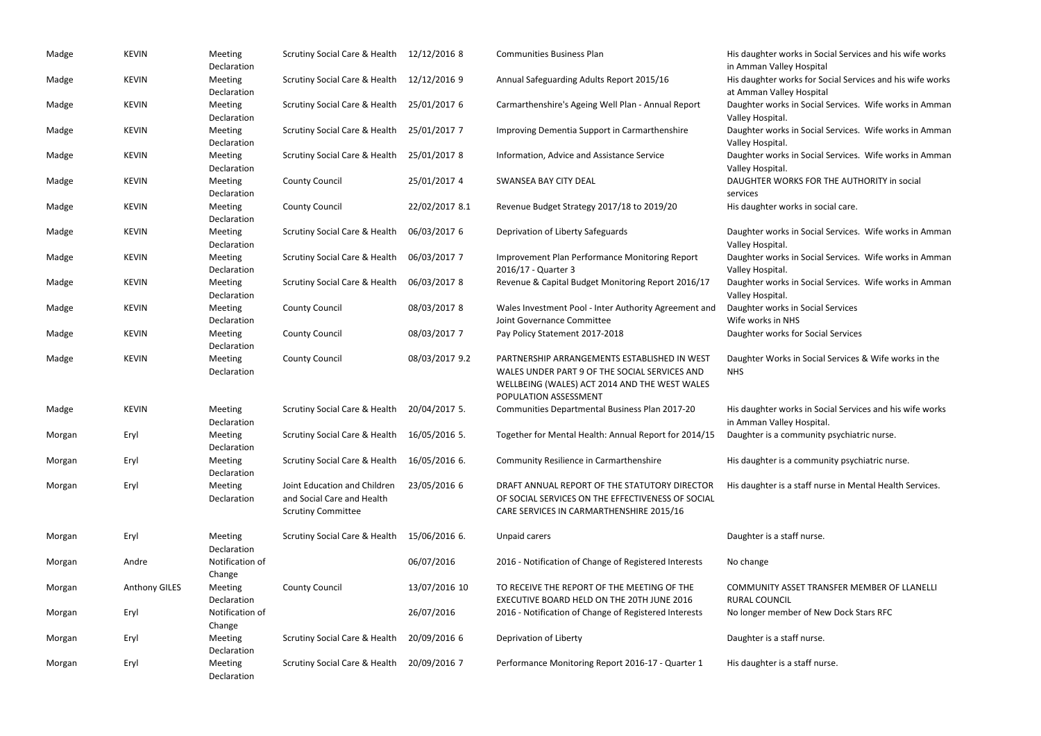| | | | | | | |
|---|---|---|---|---|---|---|
| Madge | KEVIN | Meeting Declaration | Scrutiny Social Care & Health | 12/12/2016 8 | Communities Business Plan | His daughter works in Social Services and his wife works in Amman Valley Hospital |
| Madge | KEVIN | Meeting Declaration | Scrutiny Social Care & Health | 12/12/2016 9 | Annual Safeguarding Adults Report 2015/16 | His daughter works for Social Services and his wife works at Amman Valley Hospital |
| Madge | KEVIN | Meeting Declaration | Scrutiny Social Care & Health | 25/01/2017 6 | Carmarthenshire's Ageing Well Plan - Annual Report | Daughter works in Social Services. Wife works in Amman Valley Hospital. |
| Madge | KEVIN | Meeting Declaration | Scrutiny Social Care & Health | 25/01/2017 7 | Improving Dementia Support in Carmarthenshire | Daughter works in Social Services. Wife works in Amman Valley Hospital. |
| Madge | KEVIN | Meeting Declaration | Scrutiny Social Care & Health | 25/01/2017 8 | Information, Advice and Assistance Service | Daughter works in Social Services. Wife works in Amman Valley Hospital. |
| Madge | KEVIN | Meeting Declaration | County Council | 25/01/2017 4 | SWANSEA BAY CITY DEAL | DAUGHTER WORKS FOR THE AUTHORITY in social services |
| Madge | KEVIN | Meeting Declaration | County Council | 22/02/2017 8.1 | Revenue Budget Strategy 2017/18 to 2019/20 | His daughter works in social care. |
| Madge | KEVIN | Meeting Declaration | Scrutiny Social Care & Health | 06/03/2017 6 | Deprivation of Liberty Safeguards | Daughter works in Social Services. Wife works in Amman Valley Hospital. |
| Madge | KEVIN | Meeting Declaration | Scrutiny Social Care & Health | 06/03/2017 7 | Improvement Plan Performance Monitoring Report 2016/17 - Quarter 3 | Daughter works in Social Services. Wife works in Amman Valley Hospital. |
| Madge | KEVIN | Meeting Declaration | Scrutiny Social Care & Health | 06/03/2017 8 | Revenue & Capital Budget Monitoring Report 2016/17 | Daughter works in Social Services. Wife works in Amman Valley Hospital. |
| Madge | KEVIN | Meeting Declaration | County Council | 08/03/2017 8 | Wales Investment Pool - Inter Authority Agreement and Joint Governance Committee | Daughter works in Social Services Wife works in NHS |
| Madge | KEVIN | Meeting Declaration | County Council | 08/03/2017 7 | Pay Policy Statement 2017-2018 | Daughter works for Social Services |
| Madge | KEVIN | Meeting Declaration | County Council | 08/03/2017 9.2 | PARTNERSHIP ARRANGEMENTS ESTABLISHED IN WEST WALES UNDER PART 9 OF THE SOCIAL SERVICES AND WELLBEING (WALES) ACT 2014 AND THE WEST WALES POPULATION ASSESSMENT | Daughter Works in Social Services & Wife works in the NHS |
| Madge | KEVIN | Meeting Declaration | Scrutiny Social Care & Health | 20/04/2017 5. | Communities Departmental Business Plan 2017-20 | His daughter works in Social Services and his wife works in Amman Valley Hospital. |
| Morgan | Eryl | Meeting Declaration | Scrutiny Social Care & Health | 16/05/2016 5. | Together for Mental Health: Annual Report for 2014/15 | Daughter is a community psychiatric nurse. |
| Morgan | Eryl | Meeting Declaration | Scrutiny Social Care & Health | 16/05/2016 6. | Community Resilience in Carmarthenshire | His daughter is a community psychiatric nurse. |
| Morgan | Eryl | Meeting Declaration | Joint Education and Children and Social Care and Health Scrutiny Committee | 23/05/2016 6 | DRAFT ANNUAL REPORT OF THE STATUTORY DIRECTOR OF SOCIAL SERVICES ON THE EFFECTIVENESS OF SOCIAL CARE SERVICES IN CARMARTHENSHIRE 2015/16 | His daughter is a staff nurse in Mental Health Services. |
| Morgan | Eryl | Meeting Declaration | Scrutiny Social Care & Health | 15/06/2016 6. | Unpaid carers | Daughter is a staff nurse. |
| Morgan | Andre | Notification of Change | | 06/07/2016 | 2016 - Notification of Change of Registered Interests | No change |
| Morgan | Anthony GILES | Meeting Declaration | County Council | 13/07/2016 10 | TO RECEIVE THE REPORT OF THE MEETING OF THE EXECUTIVE BOARD HELD ON THE 20TH JUNE 2016 | COMMUNITY ASSET TRANSFER MEMBER OF LLANELLI RURAL COUNCIL |
| Morgan | Eryl | Notification of Change | | 26/07/2016 | 2016 - Notification of Change of Registered Interests | No longer member of New Dock Stars RFC |
| Morgan | Eryl | Meeting Declaration | Scrutiny Social Care & Health | 20/09/2016 6 | Deprivation of Liberty | Daughter is a staff nurse. |
| Morgan | Eryl | Meeting Declaration | Scrutiny Social Care & Health | 20/09/2016 7 | Performance Monitoring Report 2016-17 - Quarter 1 | His daughter is a staff nurse. |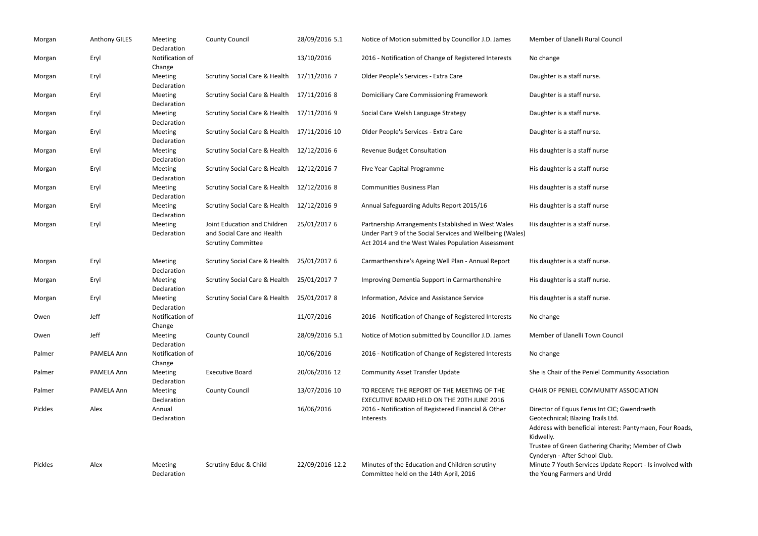| Morgan | Anthony GILES | Meeting Declaration | County Council | 28/09/2016 5.1 | Notice of Motion submitted by Councillor J.D. James | Member of Llanelli Rural Council |
|---|---|---|---|---|---|---|
| Morgan | Eryl | Notification of Change | | 13/10/2016 | 2016 - Notification of Change of Registered Interests | No change |
| Morgan | Eryl | Meeting Declaration | Scrutiny Social Care & Health | 17/11/2016 7 | Older People's Services - Extra Care | Daughter is a staff nurse. |
| Morgan | Eryl | Meeting Declaration | Scrutiny Social Care & Health | 17/11/2016 8 | Domiciliary Care Commissioning Framework | Daughter is a staff nurse. |
| Morgan | Eryl | Meeting Declaration | Scrutiny Social Care & Health | 17/11/2016 9 | Social Care Welsh Language Strategy | Daughter is a staff nurse. |
| Morgan | Eryl | Meeting Declaration | Scrutiny Social Care & Health | 17/11/2016 10 | Older People's Services - Extra Care | Daughter is a staff nurse. |
| Morgan | Eryl | Meeting Declaration | Scrutiny Social Care & Health | 12/12/2016 6 | Revenue Budget Consultation | His daughter is a staff nurse |
| Morgan | Eryl | Meeting Declaration | Scrutiny Social Care & Health | 12/12/2016 7 | Five Year Capital Programme | His daughter is a staff nurse |
| Morgan | Eryl | Meeting Declaration | Scrutiny Social Care & Health | 12/12/2016 8 | Communities Business Plan | His daughter is a staff nurse |
| Morgan | Eryl | Meeting Declaration | Scrutiny Social Care & Health | 12/12/2016 9 | Annual Safeguarding Adults Report 2015/16 | His daughter is a staff nurse |
| Morgan | Eryl | Meeting Declaration | Joint Education and Children and Social Care and Health Scrutiny Committee | 25/01/2017 6 | Partnership Arrangements Established in West Wales Under Part 9 of the Social Services and Wellbeing (Wales) Act 2014 and the West Wales Population Assessment | His daughter is a staff nurse. |
| Morgan | Eryl | Meeting Declaration | Scrutiny Social Care & Health | 25/01/2017 6 | Carmarthenshire's Ageing Well Plan - Annual Report | His daughter is a staff nurse. |
| Morgan | Eryl | Meeting Declaration | Scrutiny Social Care & Health | 25/01/2017 7 | Improving Dementia Support in Carmarthenshire | His daughter is a staff nurse. |
| Morgan | Eryl | Meeting Declaration | Scrutiny Social Care & Health | 25/01/2017 8 | Information, Advice and Assistance Service | His daughter is a staff nurse. |
| Owen | Jeff | Notification of Change | | 11/07/2016 | 2016 - Notification of Change of Registered Interests | No change |
| Owen | Jeff | Meeting Declaration | County Council | 28/09/2016 5.1 | Notice of Motion submitted by Councillor J.D. James | Member of Llanelli Town Council |
| Palmer | PAMELA Ann | Notification of Change | | 10/06/2016 | 2016 - Notification of Change of Registered Interests | No change |
| Palmer | PAMELA Ann | Meeting Declaration | Executive Board | 20/06/2016 12 | Community Asset Transfer Update | She is Chair of the Peniel Community Association |
| Palmer | PAMELA Ann | Meeting Declaration | County Council | 13/07/2016 10 | TO RECEIVE THE REPORT OF THE MEETING OF THE EXECUTIVE BOARD HELD ON THE 20TH JUNE 2016 | CHAIR OF PENIEL COMMUNITY ASSOCIATION |
| Pickles | Alex | Annual Declaration | | 16/06/2016 | 2016 - Notification of Registered Financial & Other Interests | Director of Equus Ferus Int CIC; Gwendraeth Geotechnical; Blazing Trails Ltd.<br>Address with beneficial interest: Pantymaen, Four Roads, Kidwelly.<br>Trustee of Green Gathering Charity; Member of Clwb Cynderyn - After School Club. |
| Pickles | Alex | Meeting Declaration | Scrutiny Educ & Child | 22/09/2016 12.2 | Minutes of the Education and Children scrutiny Committee held on the 14th April, 2016 | Minute 7 Youth Services Update Report - Is involved with the Young Farmers and Urdd |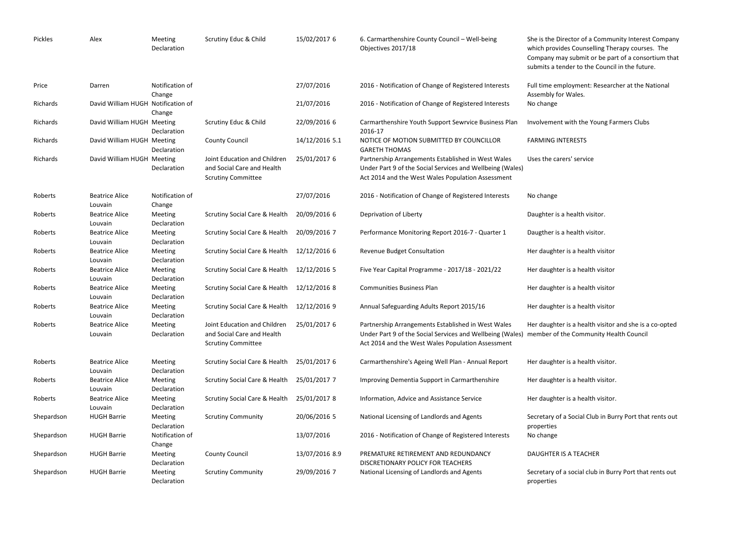| Pickles | Alex | Meeting Declaration | Scrutiny Educ & Child | 15/02/2017 6 | 6. Carmarthenshire County Council – Well-being Objectives 2017/18 | She is the Director of a Community Interest Company which provides Counselling Therapy courses. The Company may submit or be part of a consortium that submits a tender to the Council in the future. |
|---|---|---|---|---|---|---|
| Price | Darren | Notification of Change | | 27/07/2016 | 2016 - Notification of Change of Registered Interests | Full time employment: Researcher at the National Assembly for Wales. |
| Richards | David William HUGH | Notification of Change | | 21/07/2016 | 2016 - Notification of Change of Registered Interests | No change |
| Richards | David William HUGH | Meeting Declaration | Scrutiny Educ & Child | 22/09/2016 6 | Carmarthenshire Youth Support Sewrvice Business Plan 2016-17 | Involvement with the Young Farmers Clubs |
| Richards | David William HUGH | Meeting Declaration | County Council | 14/12/2016 5.1 | NOTICE OF MOTION SUBMITTED BY COUNCILLOR GARETH THOMAS | FARMING INTERESTS |
| Richards | David William HUGH | Meeting Declaration | Joint Education and Children and Social Care and Health Scrutiny Committee | 25/01/2017 6 | Partnership Arrangements Established in West Wales Under Part 9 of the Social Services and Wellbeing (Wales) Act 2014 and the West Wales Population Assessment | Uses the carers' service |
| Roberts | Beatrice Alice Louvain | Notification of Change | | 27/07/2016 | 2016 - Notification of Change of Registered Interests | No change |
| Roberts | Beatrice Alice Louvain | Meeting Declaration | Scrutiny Social Care & Health | 20/09/2016 6 | Deprivation of Liberty | Daughter is a health visitor. |
| Roberts | Beatrice Alice Louvain | Meeting Declaration | Scrutiny Social Care & Health | 20/09/2016 7 | Performance Monitoring Report 2016-7 - Quarter 1 | Daugther is a health visitor. |
| Roberts | Beatrice Alice Louvain | Meeting Declaration | Scrutiny Social Care & Health | 12/12/2016 6 | Revenue Budget Consultation | Her daughter is a health visitor |
| Roberts | Beatrice Alice Louvain | Meeting Declaration | Scrutiny Social Care & Health | 12/12/2016 5 | Five Year Capital Programme - 2017/18 - 2021/22 | Her daughter is a health visitor |
| Roberts | Beatrice Alice Louvain | Meeting Declaration | Scrutiny Social Care & Health | 12/12/2016 8 | Communities Business Plan | Her daughter is a health visitor |
| Roberts | Beatrice Alice Louvain | Meeting Declaration | Scrutiny Social Care & Health | 12/12/2016 9 | Annual Safeguarding Adults Report 2015/16 | Her daughter is a health visitor |
| Roberts | Beatrice Alice Louvain | Meeting Declaration | Joint Education and Children and Social Care and Health Scrutiny Committee | 25/01/2017 6 | Partnership Arrangements Established in West Wales Under Part 9 of the Social Services and Wellbeing (Wales) Act 2014 and the West Wales Population Assessment | Her daughter is a health visitor and she is a co-opted member of the Community Health Council |
| Roberts | Beatrice Alice Louvain | Meeting Declaration | Scrutiny Social Care & Health | 25/01/2017 6 | Carmarthenshire's Ageing Well Plan - Annual Report | Her daughter is a health visitor. |
| Roberts | Beatrice Alice Louvain | Meeting Declaration | Scrutiny Social Care & Health | 25/01/2017 7 | Improving Dementia Support in Carmarthenshire | Her daughter is a health visitor. |
| Roberts | Beatrice Alice Louvain | Meeting Declaration | Scrutiny Social Care & Health | 25/01/2017 8 | Information, Advice and Assistance Service | Her daughter is a health visitor. |
| Shepardson | HUGH Barrie | Meeting Declaration | Scrutiny Community | 20/06/2016 5 | National Licensing of Landlords and Agents | Secretary of a Social Club in Burry Port that rents out properties |
| Shepardson | HUGH Barrie | Notification of Change | | 13/07/2016 | 2016 - Notification of Change of Registered Interests | No change |
| Shepardson | HUGH Barrie | Meeting Declaration | County Council | 13/07/2016 8.9 | PREMATURE RETIREMENT AND REDUNDANCY DISCRETIONARY POLICY FOR TEACHERS | DAUGHTER IS A TEACHER |
| Shepardson | HUGH Barrie | Meeting Declaration | Scrutiny Community | 29/09/2016 7 | National Licensing of Landlords and Agents | Secretary of a social club in Burry Port that rents out properties |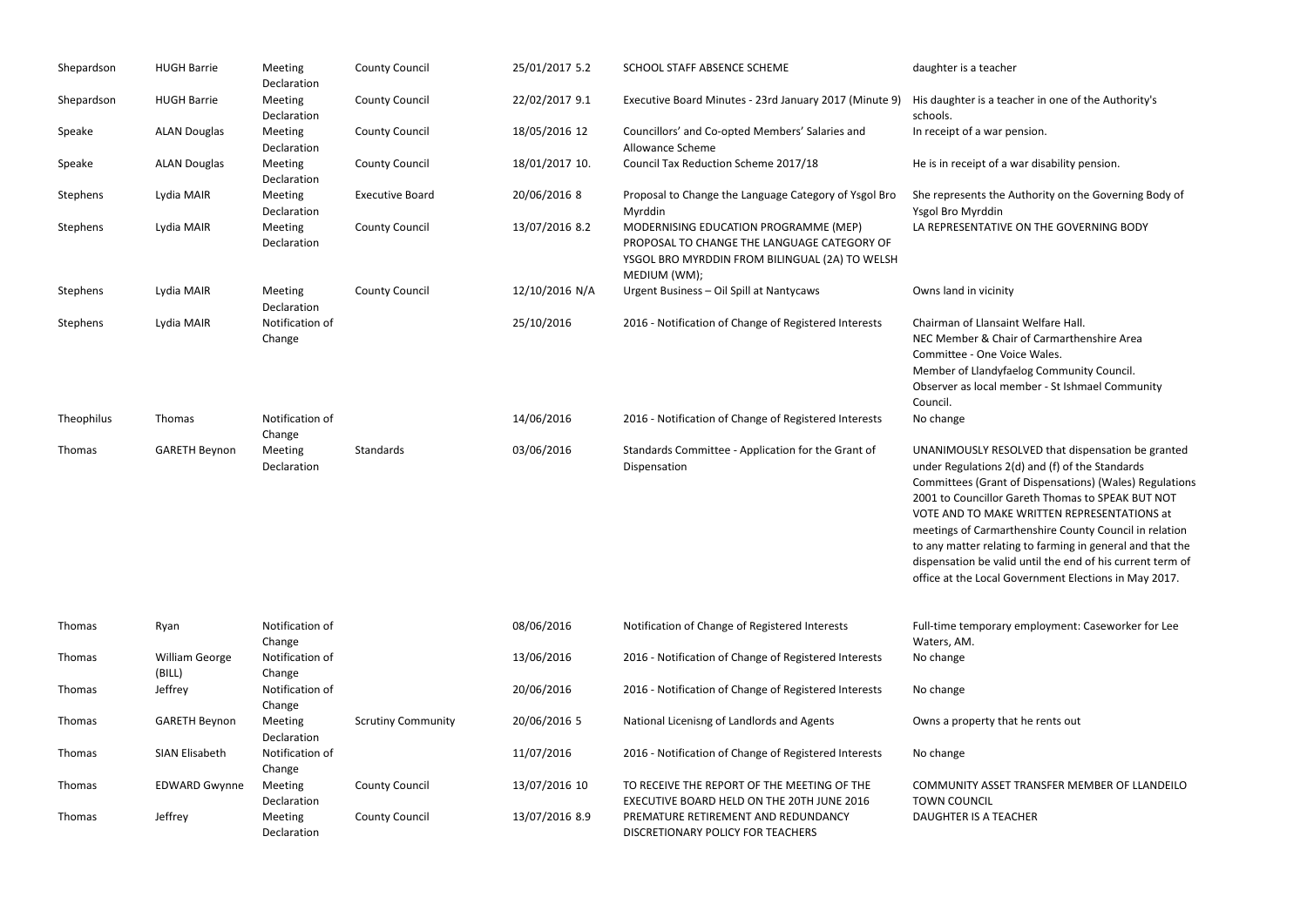| | | | | | | |
|---|---|---|---|---|---|---|
| Shepardson | HUGH Barrie | Meeting Declaration | County Council | 25/01/2017 5.2 | SCHOOL STAFF ABSENCE SCHEME | daughter is a teacher |
| Shepardson | HUGH Barrie | Meeting Declaration | County Council | 22/02/2017 9.1 | Executive Board Minutes - 23rd January 2017 (Minute 9) | His daughter is a teacher in one of the Authority's schools. |
| Speake | ALAN Douglas | Meeting Declaration | County Council | 18/05/2016 12 | Councillors' and Co-opted Members' Salaries and Allowance Scheme | In receipt of a war pension. |
| Speake | ALAN Douglas | Meeting Declaration | County Council | 18/01/2017 10. | Council Tax Reduction Scheme 2017/18 | He is in receipt of a war disability pension. |
| Stephens | Lydia MAIR | Meeting Declaration | Executive Board | 20/06/2016 8 | Proposal to Change the Language Category of Ysgol Bro Myrddin | She represents the Authority on the Governing Body of Ysgol Bro Myrddin |
| Stephens | Lydia MAIR | Meeting Declaration | County Council | 13/07/2016 8.2 | MODERNISING EDUCATION PROGRAMME (MEP) PROPOSAL TO CHANGE THE LANGUAGE CATEGORY OF YSGOL BRO MYRDDIN FROM BILINGUAL (2A) TO WELSH MEDIUM (WM); | LA REPRESENTATIVE ON THE GOVERNING BODY |
| Stephens | Lydia MAIR | Meeting Declaration | County Council | 12/10/2016 N/A | Urgent Business – Oil Spill at Nantycaws | Owns land in vicinity |
| Stephens | Lydia MAIR | Notification of Change | | 25/10/2016 | 2016 - Notification of Change of Registered Interests | Chairman of Llansaint Welfare Hall. NEC Member & Chair of Carmarthenshire Area Committee - One Voice Wales. Member of Llandyfaelog Community Council. Observer as local member - St Ishmael Community Council. |
| Theophilus | Thomas | Notification of Change | | 14/06/2016 | 2016 - Notification of Change of Registered Interests | No change |
| Thomas | GARETH Beynon | Meeting Declaration | Standards | 03/06/2016 | Standards Committee - Application for the Grant of Dispensation | UNANIMOUSLY RESOLVED that dispensation be granted under Regulations 2(d) and (f) of the Standards Committees (Grant of Dispensations) (Wales) Regulations 2001 to Councillor Gareth Thomas to SPEAK BUT NOT VOTE AND TO MAKE WRITTEN REPRESENTATIONS at meetings of Carmarthenshire County Council in relation to any matter relating to farming in general and that the dispensation be valid until the end of his current term of office at the Local Government Elections in May 2017. |
| Thomas | Ryan | Notification of Change | | 08/06/2016 | Notification of Change of Registered Interests | Full-time temporary employment: Caseworker for Lee Waters, AM. |
| Thomas | William George (BILL) | Notification of Change | | 13/06/2016 | 2016 - Notification of Change of Registered Interests | No change |
| Thomas | Jeffrey | Notification of Change | | 20/06/2016 | 2016 - Notification of Change of Registered Interests | No change |
| Thomas | GARETH Beynon | Meeting Declaration | Scrutiny Community | 20/06/2016 5 | National Licenisng of Landlords and Agents | Owns a property that he rents out |
| Thomas | SIAN Elisabeth | Notification of Change | | 11/07/2016 | 2016 - Notification of Change of Registered Interests | No change |
| Thomas | EDWARD Gwynne | Meeting Declaration | County Council | 13/07/2016 10 | TO RECEIVE THE REPORT OF THE MEETING OF THE EXECUTIVE BOARD HELD ON THE 20TH JUNE 2016 | COMMUNITY ASSET TRANSFER MEMBER OF LLANDEILO TOWN COUNCIL |
| Thomas | Jeffrey | Meeting Declaration | County Council | 13/07/2016 8.9 | PREMATURE RETIREMENT AND REDUNDANCY DISCRETIONARY POLICY FOR TEACHERS | DAUGHTER IS A TEACHER |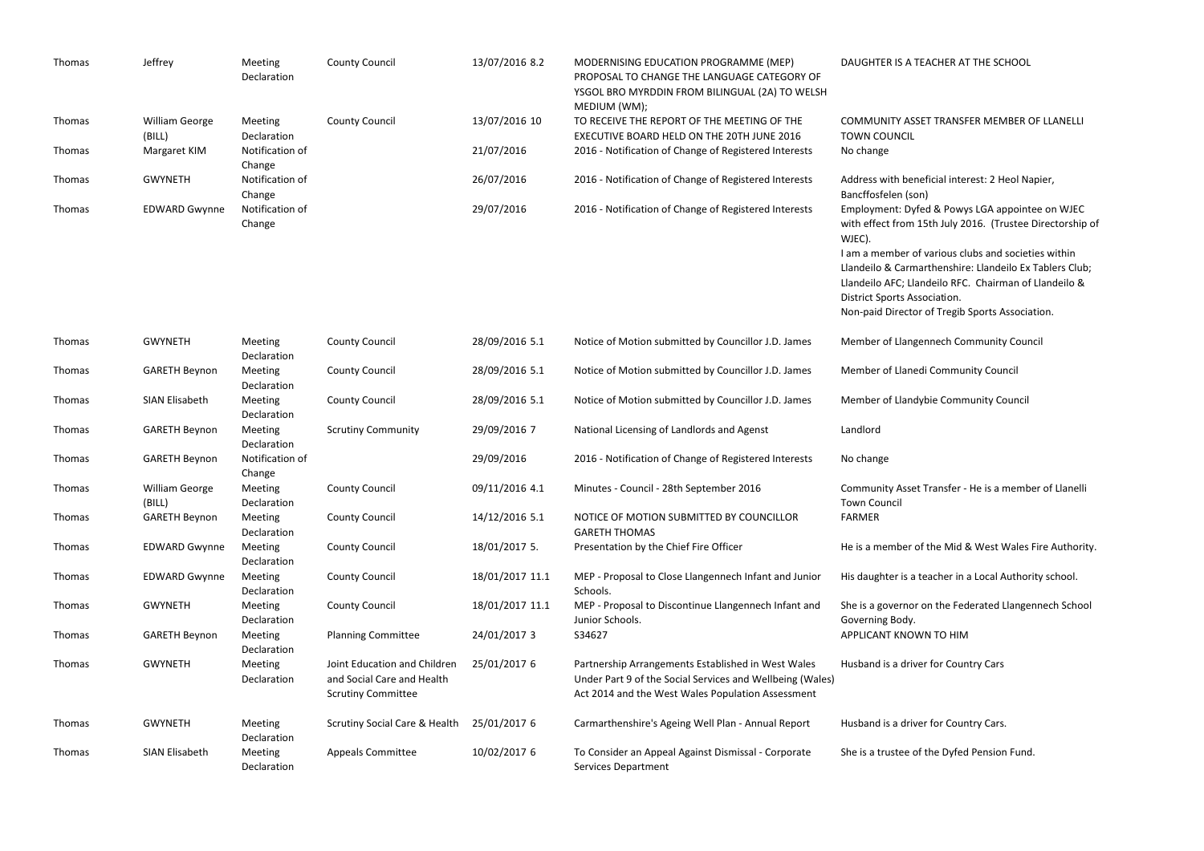| Thomas | Jeffrey | Meeting Declaration | County Council | 13/07/2016 8.2 | MODERNISING EDUCATION PROGRAMME (MEP) PROPOSAL TO CHANGE THE LANGUAGE CATEGORY OF YSGOL BRO MYRDDIN FROM BILINGUAL (2A) TO WELSH MEDIUM (WM); | DAUGHTER IS A TEACHER AT THE SCHOOL |
|---|---|---|---|---|---|---|
| Thomas | William George (BILL) | Meeting Declaration | County Council | 13/07/2016 10 | TO RECEIVE THE REPORT OF THE MEETING OF THE EXECUTIVE BOARD HELD ON THE 20TH JUNE 2016 | COMMUNITY ASSET TRANSFER MEMBER OF LLANELLI TOWN COUNCIL |
| Thomas | Margaret KIM | Notification of Change | | 21/07/2016 | 2016 - Notification of Change of Registered Interests | No change |
| Thomas | GWYNETH | Notification of Change | | 26/07/2016 | 2016 - Notification of Change of Registered Interests | Address with beneficial interest: 2 Heol Napier, Bancffosfelen (son) |
| Thomas | EDWARD Gwynne | Notification of Change | | 29/07/2016 | 2016 - Notification of Change of Registered Interests | Employment: Dyfed & Powys LGA appointee on WJEC with effect from 15th July 2016. (Trustee Directorship of WJEC).<br>I am a member of various clubs and societies within Llandeilo & Carmarthenshire: Llandeilo Ex Tablers Club; Llandeilo AFC; Llandeilo RFC. Chairman of Llandeilo & District Sports Association.<br>Non-paid Director of Tregib Sports Association. |
| Thomas | GWYNETH | Meeting Declaration | County Council | 28/09/2016 5.1 | Notice of Motion submitted by Councillor J.D. James | Member of Llangennech Community Council |
| Thomas | GARETH Beynon | Meeting Declaration | County Council | 28/09/2016 5.1 | Notice of Motion submitted by Councillor J.D. James | Member of Llanedi Community Council |
| Thomas | SIAN Elisabeth | Meeting Declaration | County Council | 28/09/2016 5.1 | Notice of Motion submitted by Councillor J.D. James | Member of Llandybie Community Council |
| Thomas | GARETH Beynon | Meeting Declaration | Scrutiny Community | 29/09/2016 7 | National Licensing of Landlords and Agenst | Landlord |
| Thomas | GARETH Beynon | Notification of Change | | 29/09/2016 | 2016 - Notification of Change of Registered Interests | No change |
| Thomas | William George (BILL) | Meeting Declaration | County Council | 09/11/2016 4.1 | Minutes - Council - 28th September 2016 | Community Asset Transfer - He is a member of Llanelli Town Council |
| Thomas | GARETH Beynon | Meeting Declaration | County Council | 14/12/2016 5.1 | NOTICE OF MOTION SUBMITTED BY COUNCILLOR GARETH THOMAS | FARMER |
| Thomas | EDWARD Gwynne | Meeting Declaration | County Council | 18/01/2017 5. | Presentation by the Chief Fire Officer | He is a member of the Mid & West Wales Fire Authority. |
| Thomas | EDWARD Gwynne | Meeting Declaration | County Council | 18/01/2017 11.1 | MEP - Proposal to Close Llangennech Infant and Junior Schools. | His daughter is a teacher in a Local Authority school. |
| Thomas | GWYNETH | Meeting Declaration | County Council | 18/01/2017 11.1 | MEP - Proposal to Discontinue Llangennech Infant and Junior Schools. | She is a governor on the Federated Llangennech School Governing Body. |
| Thomas | GARETH Beynon | Meeting Declaration | Planning Committee | 24/01/2017 3 | S34627 | APPLICANT KNOWN TO HIM |
| Thomas | GWYNETH | Meeting Declaration | Joint Education and Children and Social Care and Health Scrutiny Committee | 25/01/2017 6 | Partnership Arrangements Established in West Wales Under Part 9 of the Social Services and Wellbeing (Wales) Act 2014 and the West Wales Population Assessment | Husband is a driver for Country Cars |
| Thomas | GWYNETH | Meeting Declaration | Scrutiny Social Care & Health | 25/01/2017 6 | Carmarthenshire's Ageing Well Plan - Annual Report | Husband is a driver for Country Cars. |
| Thomas | SIAN Elisabeth | Meeting Declaration | Appeals Committee | 10/02/2017 6 | To Consider an Appeal Against Dismissal - Corporate Services Department | She is a trustee of the Dyfed Pension Fund. |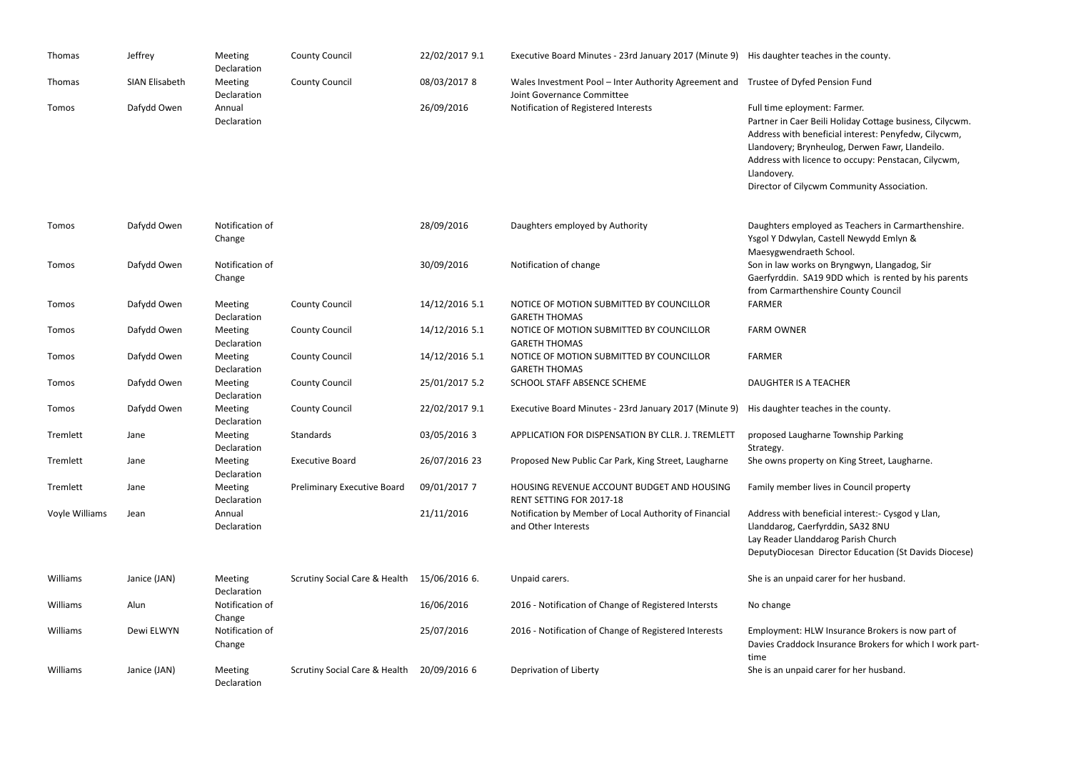| Thomas | Jeffrey | Meeting Declaration | County Council | 22/02/2017 9.1 | Executive Board Minutes - 23rd January 2017 (Minute 9) | His daughter teaches in the county. |
|---|---|---|---|---|---|---|
| Thomas | SIAN Elisabeth | Meeting Declaration | County Council | 08/03/2017 8 | Wales Investment Pool – Inter Authority Agreement and Joint Governance Committee | Trustee of Dyfed Pension Fund |
| Tomos | Dafydd Owen | Annual Declaration | | 26/09/2016 | Notification of Registered Interests | Full time eployment: Farmer.<br>Partner in Caer Beili Holiday Cottage business, Cilycwm.<br>Address with beneficial interest: Penyfedw, Cilycwm, Llandovery; Brynheulog, Derwen Fawr, Llandeilo.<br>Address with licence to occupy: Penstacan, Cilycwm, Llandovery.<br>Director of Cilycwm Community Association. |
| Tomos | Dafydd Owen | Notification of Change | | 28/09/2016 | Daughters employed by Authority | Daughters employed as Teachers in Carmarthenshire. Ysgol Y Ddwylan, Castell Newydd Emlyn & Maesygwendraeth School. |
| Tomos | Dafydd Owen | Notification of Change | | 30/09/2016 | Notification of change | Son in law works on Bryngwyn, Llangadog, Sir Gaerfyrddin. SA19 9DD which is rented by his parents from Carmarthenshire County Council |
| Tomos | Dafydd Owen | Meeting Declaration | County Council | 14/12/2016 5.1 | NOTICE OF MOTION SUBMITTED BY COUNCILLOR GARETH THOMAS | FARMER |
| Tomos | Dafydd Owen | Meeting Declaration | County Council | 14/12/2016 5.1 | NOTICE OF MOTION SUBMITTED BY COUNCILLOR GARETH THOMAS | FARM OWNER |
| Tomos | Dafydd Owen | Meeting Declaration | County Council | 14/12/2016 5.1 | NOTICE OF MOTION SUBMITTED BY COUNCILLOR GARETH THOMAS | FARMER |
| Tomos | Dafydd Owen | Meeting Declaration | County Council | 25/01/2017 5.2 | SCHOOL STAFF ABSENCE SCHEME | DAUGHTER IS A TEACHER |
| Tomos | Dafydd Owen | Meeting Declaration | County Council | 22/02/2017 9.1 | Executive Board Minutes - 23rd January 2017 (Minute 9) | His daughter teaches in the county. |
| Tremlett | Jane | Meeting Declaration | Standards | 03/05/2016 3 | APPLICATION FOR DISPENSATION BY CLLR. J. TREMLETT | proposed Laugharne Township Parking Strategy. |
| Tremlett | Jane | Meeting Declaration | Executive Board | 26/07/2016 23 | Proposed New Public Car Park, King Street, Laugharne | She owns property on King Street, Laugharne. |
| Tremlett | Jane | Meeting Declaration | Preliminary Executive Board | 09/01/2017 7 | HOUSING REVENUE ACCOUNT BUDGET AND HOUSING RENT SETTING FOR 2017-18 | Family member lives in Council property |
| Voyle Williams | Jean | Annual Declaration | | 21/11/2016 | Notification by Member of Local Authority of Financial and Other Interests | Address with beneficial interest:- Cysgod y Llan, Llanddarog, Caerfyrddin, SA32 8NU<br>Lay Reader Llanddarog Parish Church<br>DeputyDiocesan Director Education (St Davids Diocese) |
| Williams | Janice (JAN) | Meeting Declaration | Scrutiny Social Care & Health | 15/06/2016 6. | Unpaid carers. | She is an unpaid carer for her husband. |
| Williams | Alun | Notification of Change | | 16/06/2016 | 2016 - Notification of Change of Registered Intersts | No change |
| Williams | Dewi ELWYN | Notification of Change | | 25/07/2016 | 2016 - Notification of Change of Registered Interests | Employment: HLW Insurance Brokers is now part of Davies Craddock Insurance Brokers for which I work part-time |
| Williams | Janice (JAN) | Meeting Declaration | Scrutiny Social Care & Health | 20/09/2016 6 | Deprivation of Liberty | She is an unpaid carer for her husband. |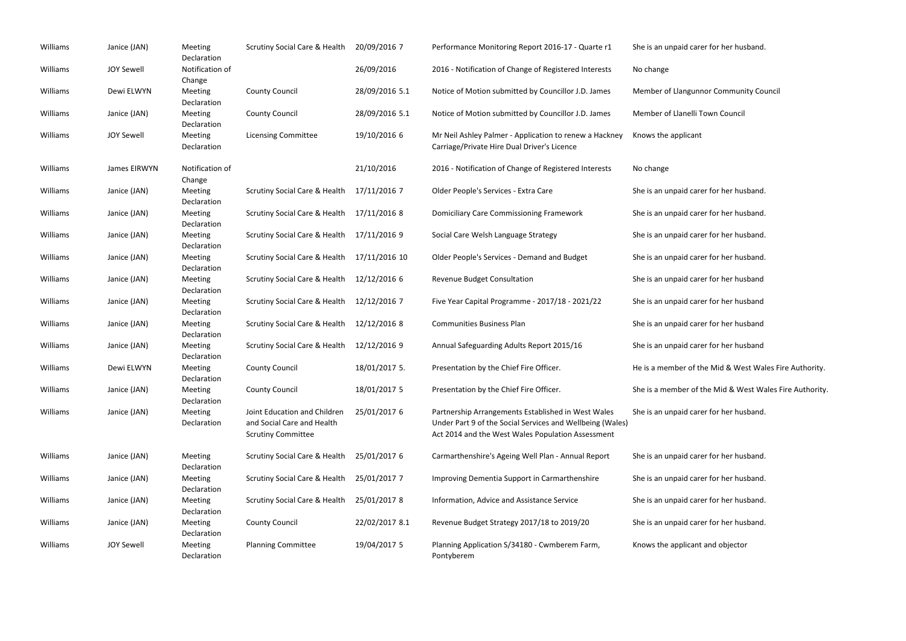| | | | | | | |
|---|---|---|---|---|---|---|
| Williams | Janice (JAN) | Meeting Declaration | Scrutiny Social Care & Health | 20/09/2016 7 | Performance Monitoring Report 2016-17 - Quarte r1 | She is an unpaid carer for her husband. |
| Williams | JOY Sewell | Notification of Change | | 26/09/2016 | 2016 - Notification of Change of Registered Interests | No change |
| Williams | Dewi ELWYN | Meeting Declaration | County Council | 28/09/2016 5.1 | Notice of Motion submitted by Councillor J.D. James | Member of Llangunnor Community Council |
| Williams | Janice (JAN) | Meeting Declaration | County Council | 28/09/2016 5.1 | Notice of Motion submitted by Councillor J.D. James | Member of Llanelli Town Council |
| Williams | JOY Sewell | Meeting Declaration | Licensing Committee | 19/10/2016 6 | Mr Neil Ashley Palmer - Application to renew a Hackney Carriage/Private Hire Dual Driver's Licence | Knows the applicant |
| Williams | James EIRWYN | Notification of Change | | 21/10/2016 | 2016 - Notification of Change of Registered Interests | No change |
| Williams | Janice (JAN) | Meeting Declaration | Scrutiny Social Care & Health | 17/11/2016 7 | Older People's Services - Extra Care | She is an unpaid carer for her husband. |
| Williams | Janice (JAN) | Meeting Declaration | Scrutiny Social Care & Health | 17/11/2016 8 | Domiciliary Care Commissioning Framework | She is an unpaid carer for her husband. |
| Williams | Janice (JAN) | Meeting Declaration | Scrutiny Social Care & Health | 17/11/2016 9 | Social Care Welsh Language Strategy | She is an unpaid carer for her husband. |
| Williams | Janice (JAN) | Meeting Declaration | Scrutiny Social Care & Health | 17/11/2016 10 | Older People's Services - Demand and Budget | She is an unpaid carer for her husband. |
| Williams | Janice (JAN) | Meeting Declaration | Scrutiny Social Care & Health | 12/12/2016 6 | Revenue Budget Consultation | She is an unpaid carer for her husband |
| Williams | Janice (JAN) | Meeting Declaration | Scrutiny Social Care & Health | 12/12/2016 7 | Five Year Capital Programme - 2017/18 - 2021/22 | She is an unpaid carer for her husband |
| Williams | Janice (JAN) | Meeting Declaration | Scrutiny Social Care & Health | 12/12/2016 8 | Communities Business Plan | She is an unpaid carer for her husband |
| Williams | Janice (JAN) | Meeting Declaration | Scrutiny Social Care & Health | 12/12/2016 9 | Annual Safeguarding Adults Report 2015/16 | She is an unpaid carer for her husband |
| Williams | Dewi ELWYN | Meeting Declaration | County Council | 18/01/2017 5. | Presentation by the Chief Fire Officer. | He is a member of the Mid & West Wales Fire Authority. |
| Williams | Janice (JAN) | Meeting Declaration | County Council | 18/01/2017 5 | Presentation by the Chief Fire Officer. | She is a member of the Mid & West Wales Fire Authority. |
| Williams | Janice (JAN) | Meeting Declaration | Joint Education and Children and Social Care and Health Scrutiny Committee | 25/01/2017 6 | Partnership Arrangements Established in West Wales Under Part 9 of the Social Services and Wellbeing (Wales) Act 2014 and the West Wales Population Assessment | She is an unpaid carer for her husband. |
| Williams | Janice (JAN) | Meeting Declaration | Scrutiny Social Care & Health | 25/01/2017 6 | Carmarthenshire's Ageing Well Plan - Annual Report | She is an unpaid carer for her husband. |
| Williams | Janice (JAN) | Meeting Declaration | Scrutiny Social Care & Health | 25/01/2017 7 | Improving Dementia Support in Carmarthenshire | She is an unpaid carer for her husband. |
| Williams | Janice (JAN) | Meeting Declaration | Scrutiny Social Care & Health | 25/01/2017 8 | Information, Advice and Assistance Service | She is an unpaid carer for her husband. |
| Williams | Janice (JAN) | Meeting Declaration | County Council | 22/02/2017 8.1 | Revenue Budget Strategy 2017/18 to 2019/20 | She is an unpaid carer for her husband. |
| Williams | JOY Sewell | Meeting Declaration | Planning Committee | 19/04/2017 5 | Planning Application S/34180 - Cwmberem Farm, Pontyberem | Knows the applicant and objector |